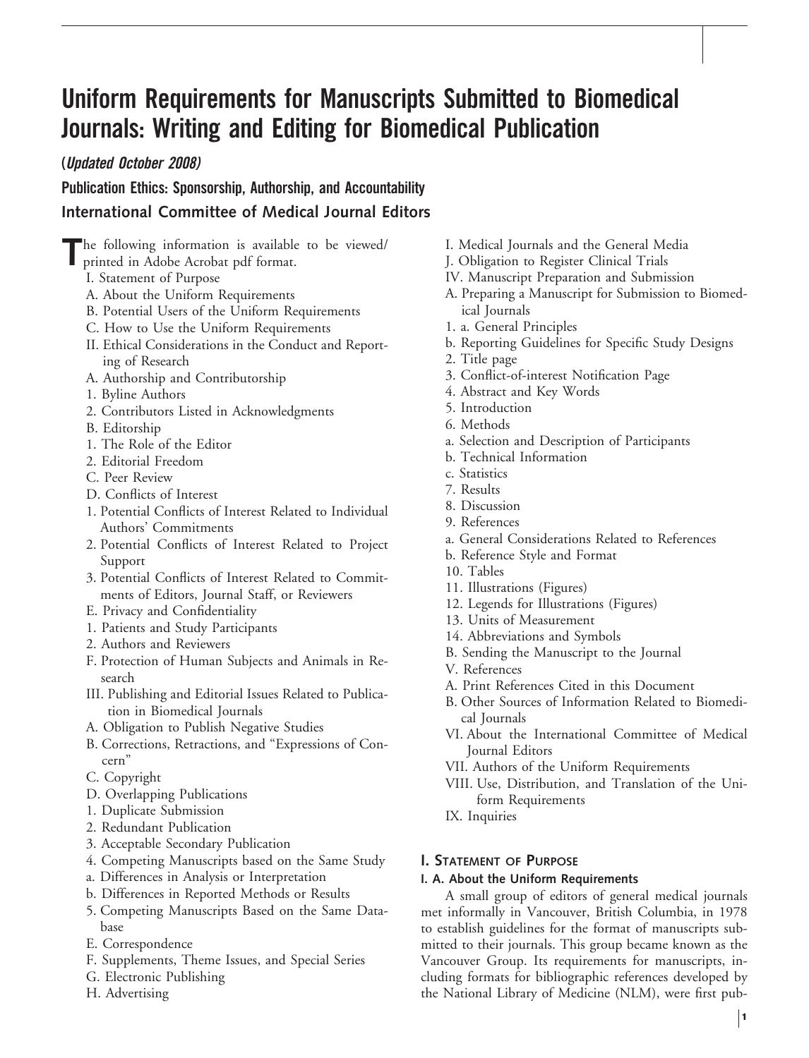# Uniform Requirements for Manuscripts Submitted to Biomedical Journals: Writing and Editing for Biomedical Publication

**(*Updated October 2008)***

**Publication Ethics: Sponsorship, Authorship, and Accountability**

**International Committee of Medical Journal Editors**

The following information is available to be viewed/ printed in Adobe Acrobat pdf format.

I. Statement of Purpose
A. About the Uniform Requirements
B. Potential Users of the Uniform Requirements
C. How to Use the Uniform Requirements
II. Ethical Considerations in the Conduct and Reporting of Research
A. Authorship and Contributorship
1. Byline Authors
2. Contributors Listed in Acknowledgments
B. Editorship
1. The Role of the Editor
2. Editorial Freedom
C. Peer Review
D. Conflicts of Interest
1. Potential Conflicts of Interest Related to Individual Authors' Commitments
2. Potential Conflicts of Interest Related to Project Support
3. Potential Conflicts of Interest Related to Commitments of Editors, Journal Staff, or Reviewers
E. Privacy and Confidentiality
1. Patients and Study Participants
2. Authors and Reviewers
F. Protection of Human Subjects and Animals in Research
III. Publishing and Editorial Issues Related to Publication in Biomedical Journals
A. Obligation to Publish Negative Studies
B. Corrections, Retractions, and "Expressions of Concern"
C. Copyright
D. Overlapping Publications
1. Duplicate Submission
2. Redundant Publication
3. Acceptable Secondary Publication
4. Competing Manuscripts based on the Same Study
a. Differences in Analysis or Interpretation
b. Differences in Reported Methods or Results
5. Competing Manuscripts Based on the Same Database
E. Correspondence
F. Supplements, Theme Issues, and Special Series
G. Electronic Publishing
H. Advertising
I. Medical Journals and the General Media
J. Obligation to Register Clinical Trials
IV. Manuscript Preparation and Submission
A. Preparing a Manuscript for Submission to Biomedical Journals
1. a. General Principles
b. Reporting Guidelines for Specific Study Designs
2. Title page
3. Conflict-of-interest Notification Page
4. Abstract and Key Words
5. Introduction
6. Methods
a. Selection and Description of Participants
b. Technical Information
c. Statistics
7. Results
8. Discussion
9. References
a. General Considerations Related to References
b. Reference Style and Format
10. Tables
11. Illustrations (Figures)
12. Legends for Illustrations (Figures)
13. Units of Measurement
14. Abbreviations and Symbols
B. Sending the Manuscript to the Journal
V. References
A. Print References Cited in this Document
B. Other Sources of Information Related to Biomedical Journals
VI. About the International Committee of Medical Journal Editors
VII. Authors of the Uniform Requirements
VIII. Use, Distribution, and Translation of the Uniform Requirements
IX. Inquiries

## I. Statement of Purpose

### I. A. About the Uniform Requirements

A small group of editors of general medical journals met informally in Vancouver, British Columbia, in 1978 to establish guidelines for the format of manuscripts submitted to their journals. This group became known as the Vancouver Group. Its requirements for manuscripts, including formats for bibliographic references developed by the National Library of Medicine (NLM), were first pub-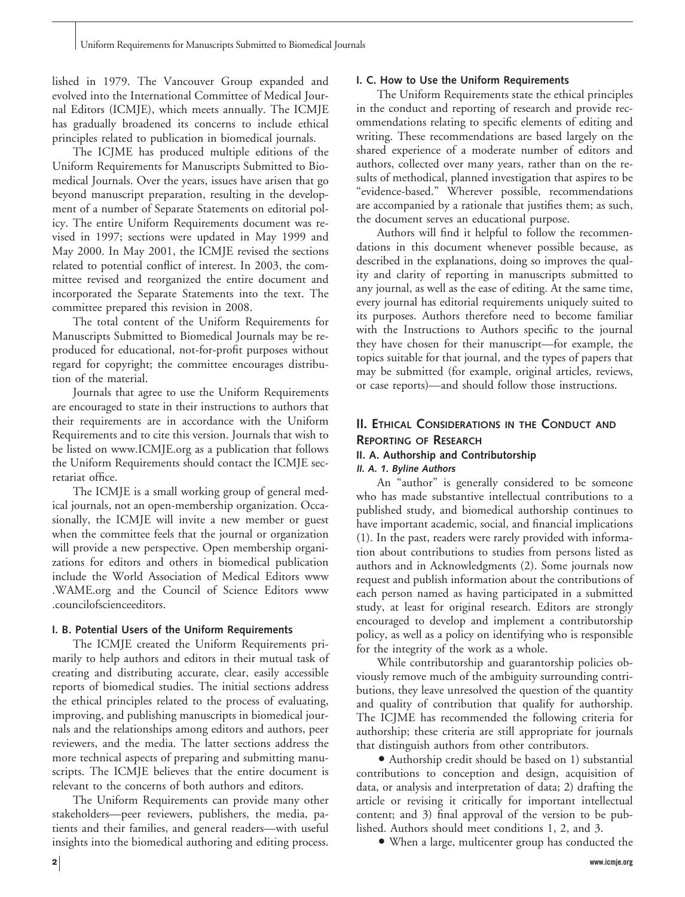lished in 1979. The Vancouver Group expanded and evolved into the International Committee of Medical Journal Editors (ICMJE), which meets annually. The ICMJE has gradually broadened its concerns to include ethical principles related to publication in biomedical journals.

The ICJME has produced multiple editions of the Uniform Requirements for Manuscripts Submitted to Biomedical Journals. Over the years, issues have arisen that go beyond manuscript preparation, resulting in the development of a number of Separate Statements on editorial policy. The entire Uniform Requirements document was revised in 1997; sections were updated in May 1999 and May 2000. In May 2001, the ICMJE revised the sections related to potential conflict of interest. In 2003, the committee revised and reorganized the entire document and incorporated the Separate Statements into the text. The committee prepared this revision in 2008.

The total content of the Uniform Requirements for Manuscripts Submitted to Biomedical Journals may be reproduced for educational, not-for-profit purposes without regard for copyright; the committee encourages distribution of the material.

Journals that agree to use the Uniform Requirements are encouraged to state in their instructions to authors that their requirements are in accordance with the Uniform Requirements and to cite this version. Journals that wish to be listed on www.ICMJE.org as a publication that follows the Uniform Requirements should contact the ICMJE secretariat office.

The ICMJE is a small working group of general medical journals, not an open-membership organization. Occasionally, the ICMJE will invite a new member or guest when the committee feels that the journal or organization will provide a new perspective. Open membership organizations for editors and others in biomedical publication include the World Association of Medical Editors www.WAME.org and the Council of Science Editors www.councilofscienceeditors.

### I. B. Potential Users of the Uniform Requirements

The ICMJE created the Uniform Requirements primarily to help authors and editors in their mutual task of creating and distributing accurate, clear, easily accessible reports of biomedical studies. The initial sections address the ethical principles related to the process of evaluating, improving, and publishing manuscripts in biomedical journals and the relationships among editors and authors, peer reviewers, and the media. The latter sections address the more technical aspects of preparing and submitting manuscripts. The ICMJE believes that the entire document is relevant to the concerns of both authors and editors.

The Uniform Requirements can provide many other stakeholders—peer reviewers, publishers, the media, patients and their families, and general readers—with useful insights into the biomedical authoring and editing process.

### I. C. How to Use the Uniform Requirements

The Uniform Requirements state the ethical principles in the conduct and reporting of research and provide recommendations relating to specific elements of editing and writing. These recommendations are based largely on the shared experience of a moderate number of editors and authors, collected over many years, rather than on the results of methodical, planned investigation that aspires to be "evidence-based." Wherever possible, recommendations are accompanied by a rationale that justifies them; as such, the document serves an educational purpose.

Authors will find it helpful to follow the recommendations in this document whenever possible because, as described in the explanations, doing so improves the quality and clarity of reporting in manuscripts submitted to any journal, as well as the ease of editing. At the same time, every journal has editorial requirements uniquely suited to its purposes. Authors therefore need to become familiar with the Instructions to Authors specific to the journal they have chosen for their manuscript—for example, the topics suitable for that journal, and the types of papers that may be submitted (for example, original articles, reviews, or case reports)—and should follow those instructions.

## II. Ethical Considerations in the Conduct and Reporting of Research

### II. A. Authorship and Contributorship

#### *II. A. 1. Byline Authors*

An "author" is generally considered to be someone who has made substantive intellectual contributions to a published study, and biomedical authorship continues to have important academic, social, and financial implications (1). In the past, readers were rarely provided with information about contributions to studies from persons listed as authors and in Acknowledgments (2). Some journals now request and publish information about the contributions of each person named as having participated in a submitted study, at least for original research. Editors are strongly encouraged to develop and implement a contributorship policy, as well as a policy on identifying who is responsible for the integrity of the work as a whole.

While contributorship and guarantorship policies obviously remove much of the ambiguity surrounding contributions, they leave unresolved the question of the quantity and quality of contribution that qualify for authorship. The ICJME has recommended the following criteria for authorship; these criteria are still appropriate for journals that distinguish authors from other contributors.

- Authorship credit should be based on 1) substantial contributions to conception and design, acquisition of data, or analysis and interpretation of data; 2) drafting the article or revising it critically for important intellectual content; and 3) final approval of the version to be published. Authors should meet conditions 1, 2, and 3.
- When a large, multicenter group has conducted the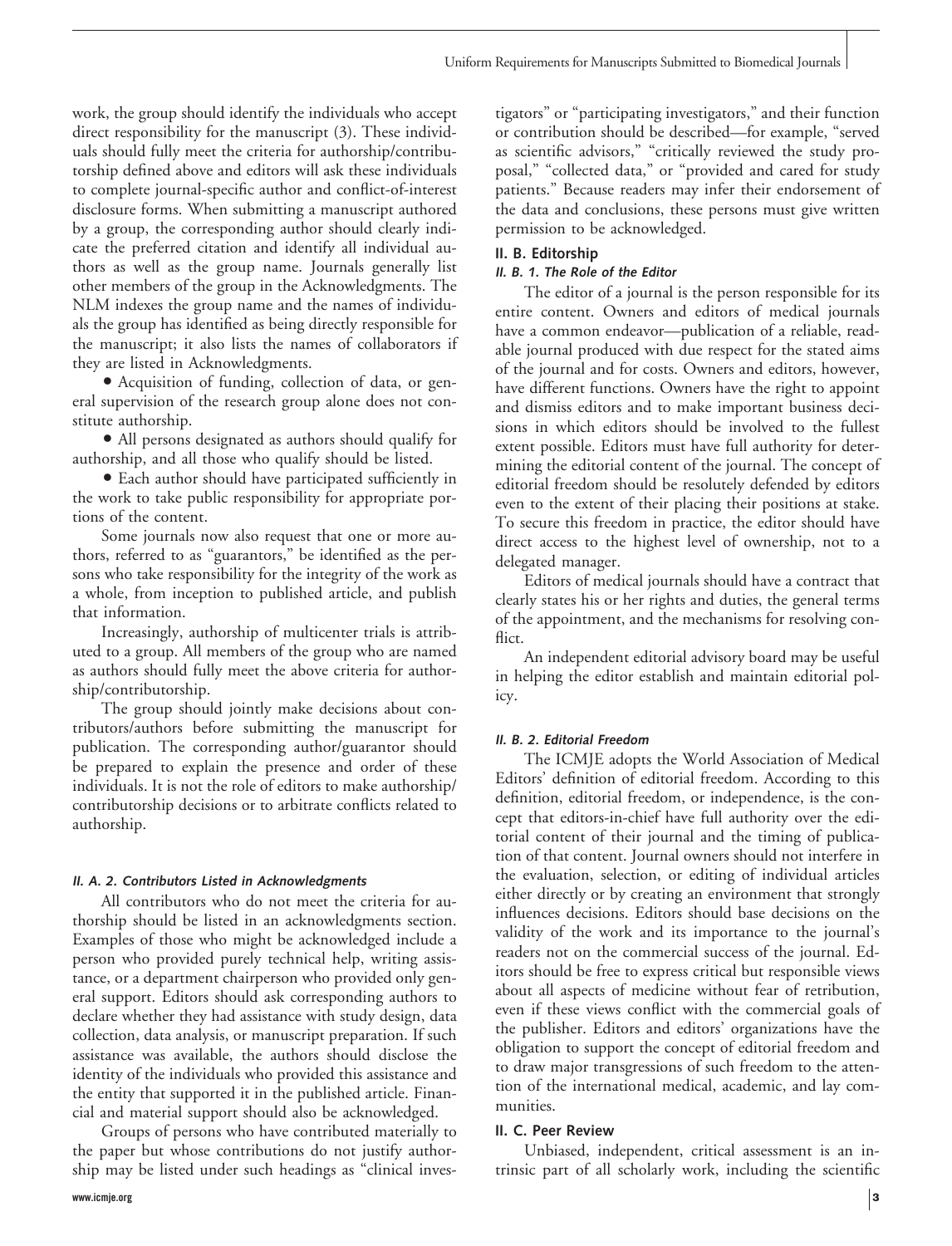work, the group should identify the individuals who accept direct responsibility for the manuscript (3). These individuals should fully meet the criteria for authorship/contributorship defined above and editors will ask these individuals to complete journal-specific author and conflict-of-interest disclosure forms. When submitting a manuscript authored by a group, the corresponding author should clearly indicate the preferred citation and identify all individual authors as well as the group name. Journals generally list other members of the group in the Acknowledgments. The NLM indexes the group name and the names of individuals the group has identified as being directly responsible for the manuscript; it also lists the names of collaborators if they are listed in Acknowledgments.

- Acquisition of funding, collection of data, or general supervision of the research group alone does not constitute authorship.
- All persons designated as authors should qualify for authorship, and all those who qualify should be listed.
- Each author should have participated sufficiently in the work to take public responsibility for appropriate portions of the content.

Some journals now also request that one or more authors, referred to as "guarantors," be identified as the persons who take responsibility for the integrity of the work as a whole, from inception to published article, and publish that information.

Increasingly, authorship of multicenter trials is attributed to a group. All members of the group who are named as authors should fully meet the above criteria for authorship/contributorship.

The group should jointly make decisions about contributors/authors before submitting the manuscript for publication. The corresponding author/guarantor should be prepared to explain the presence and order of these individuals. It is not the role of editors to make authorship/contributorship decisions or to arbitrate conflicts related to authorship.

#### *II. A. 2. Contributors Listed in Acknowledgments*

All contributors who do not meet the criteria for authorship should be listed in an acknowledgments section. Examples of those who might be acknowledged include a person who provided purely technical help, writing assistance, or a department chairperson who provided only general support. Editors should ask corresponding authors to declare whether they had assistance with study design, data collection, data analysis, or manuscript preparation. If such assistance was available, the authors should disclose the identity of the individuals who provided this assistance and the entity that supported it in the published article. Financial and material support should also be acknowledged.

Groups of persons who have contributed materially to the paper but whose contributions do not justify authorship may be listed under such headings as "clinical investigators" or "participating investigators," and their function or contribution should be described—for example, "served as scientific advisors," "critically reviewed the study proposal," "collected data," or "provided and cared for study patients." Because readers may infer their endorsement of the data and conclusions, these persons must give written permission to be acknowledged.

### II. B. Editorship

#### *II. B. 1. The Role of the Editor*

The editor of a journal is the person responsible for its entire content. Owners and editors of medical journals have a common endeavor—publication of a reliable, readable journal produced with due respect for the stated aims of the journal and for costs. Owners and editors, however, have different functions. Owners have the right to appoint and dismiss editors and to make important business decisions in which editors should be involved to the fullest extent possible. Editors must have full authority for determining the editorial content of the journal. The concept of editorial freedom should be resolutely defended by editors even to the extent of their placing their positions at stake. To secure this freedom in practice, the editor should have direct access to the highest level of ownership, not to a delegated manager.

Editors of medical journals should have a contract that clearly states his or her rights and duties, the general terms of the appointment, and the mechanisms for resolving conflict.

An independent editorial advisory board may be useful in helping the editor establish and maintain editorial policy.

#### *II. B. 2. Editorial Freedom*

The ICMJE adopts the World Association of Medical Editors' definition of editorial freedom. According to this definition, editorial freedom, or independence, is the concept that editors-in-chief have full authority over the editorial content of their journal and the timing of publication of that content. Journal owners should not interfere in the evaluation, selection, or editing of individual articles either directly or by creating an environment that strongly influences decisions. Editors should base decisions on the validity of the work and its importance to the journal's readers not on the commercial success of the journal. Editors should be free to express critical but responsible views about all aspects of medicine without fear of retribution, even if these views conflict with the commercial goals of the publisher. Editors and editors' organizations have the obligation to support the concept of editorial freedom and to draw major transgressions of such freedom to the attention of the international medical, academic, and lay communities.

### II. C. Peer Review

Unbiased, independent, critical assessment is an intrinsic part of all scholarly work, including the scientific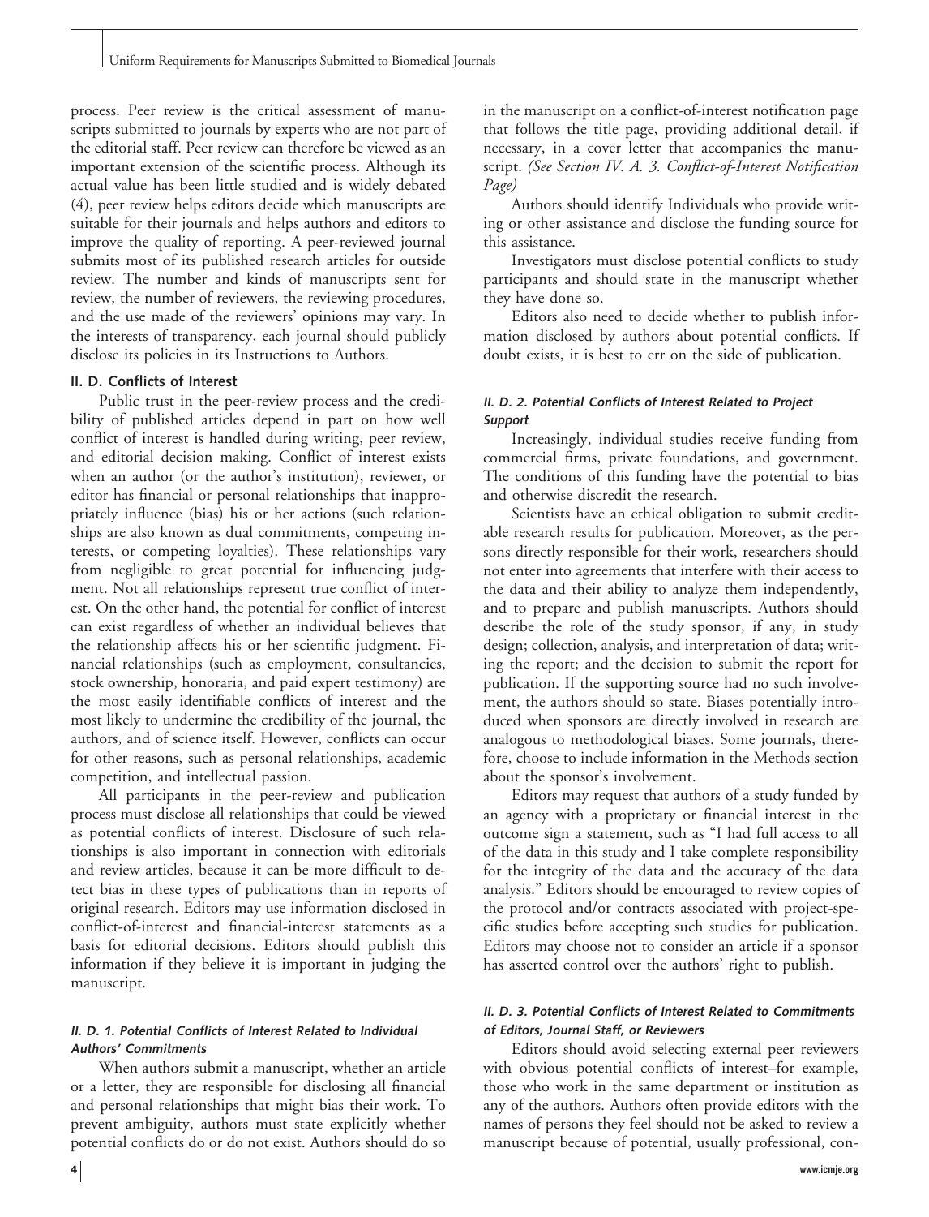process. Peer review is the critical assessment of manuscripts submitted to journals by experts who are not part of the editorial staff. Peer review can therefore be viewed as an important extension of the scientific process. Although its actual value has been little studied and is widely debated (4), peer review helps editors decide which manuscripts are suitable for their journals and helps authors and editors to improve the quality of reporting. A peer-reviewed journal submits most of its published research articles for outside review. The number and kinds of manuscripts sent for review, the number of reviewers, the reviewing procedures, and the use made of the reviewers' opinions may vary. In the interests of transparency, each journal should publicly disclose its policies in its Instructions to Authors.

## II. D. Conflicts of Interest

Public trust in the peer-review process and the credibility of published articles depend in part on how well conflict of interest is handled during writing, peer review, and editorial decision making. Conflict of interest exists when an author (or the author's institution), reviewer, or editor has financial or personal relationships that inappropriately influence (bias) his or her actions (such relationships are also known as dual commitments, competing interests, or competing loyalties). These relationships vary from negligible to great potential for influencing judgment. Not all relationships represent true conflict of interest. On the other hand, the potential for conflict of interest can exist regardless of whether an individual believes that the relationship affects his or her scientific judgment. Financial relationships (such as employment, consultancies, stock ownership, honoraria, and paid expert testimony) are the most easily identifiable conflicts of interest and the most likely to undermine the credibility of the journal, the authors, and of science itself. However, conflicts can occur for other reasons, such as personal relationships, academic competition, and intellectual passion.

All participants in the peer-review and publication process must disclose all relationships that could be viewed as potential conflicts of interest. Disclosure of such relationships is also important in connection with editorials and review articles, because it can be more difficult to detect bias in these types of publications than in reports of original research. Editors may use information disclosed in conflict-of-interest and financial-interest statements as a basis for editorial decisions. Editors should publish this information if they believe it is important in judging the manuscript.

### *II. D. 1. Potential Conflicts of Interest Related to Individual Authors' Commitments*

When authors submit a manuscript, whether an article or a letter, they are responsible for disclosing all financial and personal relationships that might bias their work. To prevent ambiguity, authors must state explicitly whether potential conflicts do or do not exist. Authors should do so in the manuscript on a conflict-of-interest notification page that follows the title page, providing additional detail, if necessary, in a cover letter that accompanies the manuscript. *(See Section IV. A. 3. Conflict-of-Interest Notification Page)*

Authors should identify Individuals who provide writing or other assistance and disclose the funding source for this assistance.

Investigators must disclose potential conflicts to study participants and should state in the manuscript whether they have done so.

Editors also need to decide whether to publish information disclosed by authors about potential conflicts. If doubt exists, it is best to err on the side of publication.

### *II. D. 2. Potential Conflicts of Interest Related to Project Support*

Increasingly, individual studies receive funding from commercial firms, private foundations, and government. The conditions of this funding have the potential to bias and otherwise discredit the research.

Scientists have an ethical obligation to submit creditable research results for publication. Moreover, as the persons directly responsible for their work, researchers should not enter into agreements that interfere with their access to the data and their ability to analyze them independently, and to prepare and publish manuscripts. Authors should describe the role of the study sponsor, if any, in study design; collection, analysis, and interpretation of data; writing the report; and the decision to submit the report for publication. If the supporting source had no such involvement, the authors should so state. Biases potentially introduced when sponsors are directly involved in research are analogous to methodological biases. Some journals, therefore, choose to include information in the Methods section about the sponsor's involvement.

Editors may request that authors of a study funded by an agency with a proprietary or financial interest in the outcome sign a statement, such as "I had full access to all of the data in this study and I take complete responsibility for the integrity of the data and the accuracy of the data analysis." Editors should be encouraged to review copies of the protocol and/or contracts associated with project-specific studies before accepting such studies for publication. Editors may choose not to consider an article if a sponsor has asserted control over the authors' right to publish.

### *II. D. 3. Potential Conflicts of Interest Related to Commitments of Editors, Journal Staff, or Reviewers*

Editors should avoid selecting external peer reviewers with obvious potential conflicts of interest–for example, those who work in the same department or institution as any of the authors. Authors often provide editors with the names of persons they feel should not be asked to review a manuscript because of potential, usually professional, con-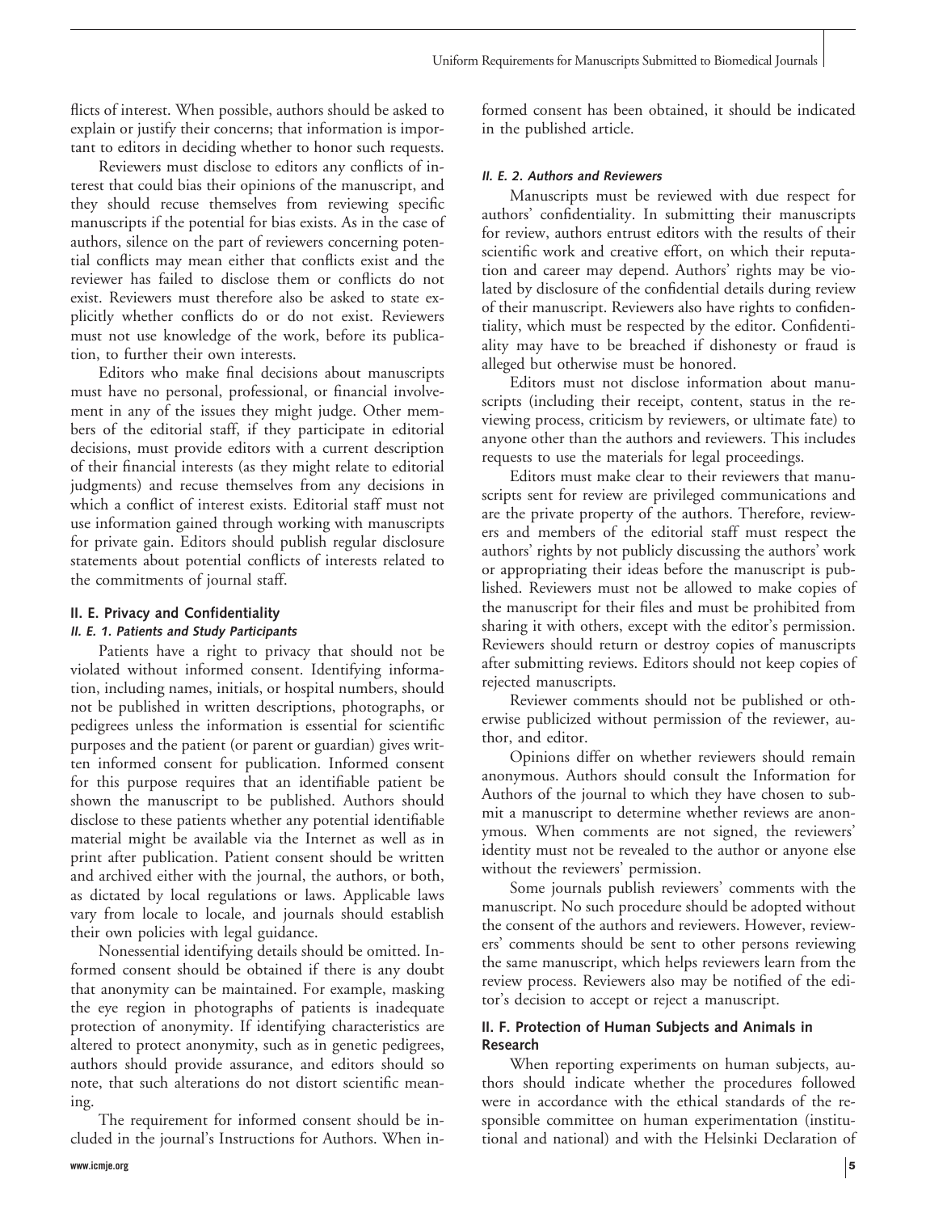flicts of interest. When possible, authors should be asked to explain or justify their concerns; that information is important to editors in deciding whether to honor such requests.

Reviewers must disclose to editors any conflicts of interest that could bias their opinions of the manuscript, and they should recuse themselves from reviewing specific manuscripts if the potential for bias exists. As in the case of authors, silence on the part of reviewers concerning potential conflicts may mean either that conflicts exist and the reviewer has failed to disclose them or conflicts do not exist. Reviewers must therefore also be asked to state explicitly whether conflicts do or do not exist. Reviewers must not use knowledge of the work, before its publication, to further their own interests.

Editors who make final decisions about manuscripts must have no personal, professional, or financial involvement in any of the issues they might judge. Other members of the editorial staff, if they participate in editorial decisions, must provide editors with a current description of their financial interests (as they might relate to editorial judgments) and recuse themselves from any decisions in which a conflict of interest exists. Editorial staff must not use information gained through working with manuscripts for private gain. Editors should publish regular disclosure statements about potential conflicts of interests related to the commitments of journal staff.

## II. E. Privacy and Confidentiality

### *II. E. 1. Patients and Study Participants*

Patients have a right to privacy that should not be violated without informed consent. Identifying information, including names, initials, or hospital numbers, should not be published in written descriptions, photographs, or pedigrees unless the information is essential for scientific purposes and the patient (or parent or guardian) gives written informed consent for publication. Informed consent for this purpose requires that an identifiable patient be shown the manuscript to be published. Authors should disclose to these patients whether any potential identifiable material might be available via the Internet as well as in print after publication. Patient consent should be written and archived either with the journal, the authors, or both, as dictated by local regulations or laws. Applicable laws vary from locale to locale, and journals should establish their own policies with legal guidance.

Nonessential identifying details should be omitted. Informed consent should be obtained if there is any doubt that anonymity can be maintained. For example, masking the eye region in photographs of patients is inadequate protection of anonymity. If identifying characteristics are altered to protect anonymity, such as in genetic pedigrees, authors should provide assurance, and editors should so note, that such alterations do not distort scientific meaning.

The requirement for informed consent should be included in the journal's Instructions for Authors. When informed consent has been obtained, it should be indicated in the published article.

### *II. E. 2. Authors and Reviewers*

Manuscripts must be reviewed with due respect for authors' confidentiality. In submitting their manuscripts for review, authors entrust editors with the results of their scientific work and creative effort, on which their reputation and career may depend. Authors' rights may be violated by disclosure of the confidential details during review of their manuscript. Reviewers also have rights to confidentiality, which must be respected by the editor. Confidentiality may have to be breached if dishonesty or fraud is alleged but otherwise must be honored.

Editors must not disclose information about manuscripts (including their receipt, content, status in the reviewing process, criticism by reviewers, or ultimate fate) to anyone other than the authors and reviewers. This includes requests to use the materials for legal proceedings.

Editors must make clear to their reviewers that manuscripts sent for review are privileged communications and are the private property of the authors. Therefore, reviewers and members of the editorial staff must respect the authors' rights by not publicly discussing the authors' work or appropriating their ideas before the manuscript is published. Reviewers must not be allowed to make copies of the manuscript for their files and must be prohibited from sharing it with others, except with the editor's permission. Reviewers should return or destroy copies of manuscripts after submitting reviews. Editors should not keep copies of rejected manuscripts.

Reviewer comments should not be published or otherwise publicized without permission of the reviewer, author, and editor.

Opinions differ on whether reviewers should remain anonymous. Authors should consult the Information for Authors of the journal to which they have chosen to submit a manuscript to determine whether reviews are anonymous. When comments are not signed, the reviewers' identity must not be revealed to the author or anyone else without the reviewers' permission.

Some journals publish reviewers' comments with the manuscript. No such procedure should be adopted without the consent of the authors and reviewers. However, reviewers' comments should be sent to other persons reviewing the same manuscript, which helps reviewers learn from the review process. Reviewers also may be notified of the editor's decision to accept or reject a manuscript.

## II. F. Protection of Human Subjects and Animals in Research

When reporting experiments on human subjects, authors should indicate whether the procedures followed were in accordance with the ethical standards of the responsible committee on human experimentation (institutional and national) and with the Helsinki Declaration of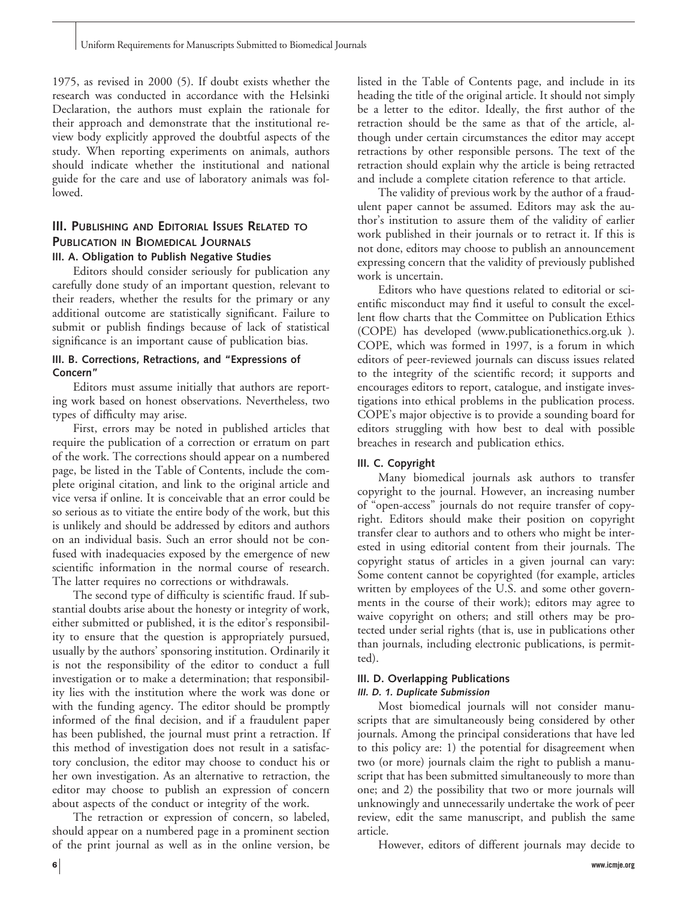1975, as revised in 2000 (5). If doubt exists whether the research was conducted in accordance with the Helsinki Declaration, the authors must explain the rationale for their approach and demonstrate that the institutional review body explicitly approved the doubtful aspects of the study. When reporting experiments on animals, authors should indicate whether the institutional and national guide for the care and use of laboratory animals was followed.

## III. Publishing and Editorial Issues Related to Publication in Biomedical Journals

### III. A. Obligation to Publish Negative Studies

Editors should consider seriously for publication any carefully done study of an important question, relevant to their readers, whether the results for the primary or any additional outcome are statistically significant. Failure to submit or publish findings because of lack of statistical significance is an important cause of publication bias.

### III. B. Corrections, Retractions, and "Expressions of Concern"

Editors must assume initially that authors are reporting work based on honest observations. Nevertheless, two types of difficulty may arise.

First, errors may be noted in published articles that require the publication of a correction or erratum on part of the work. The corrections should appear on a numbered page, be listed in the Table of Contents, include the complete original citation, and link to the original article and vice versa if online. It is conceivable that an error could be so serious as to vitiate the entire body of the work, but this is unlikely and should be addressed by editors and authors on an individual basis. Such an error should not be confused with inadequacies exposed by the emergence of new scientific information in the normal course of research. The latter requires no corrections or withdrawals.

The second type of difficulty is scientific fraud. If substantial doubts arise about the honesty or integrity of work, either submitted or published, it is the editor's responsibility to ensure that the question is appropriately pursued, usually by the authors' sponsoring institution. Ordinarily it is not the responsibility of the editor to conduct a full investigation or to make a determination; that responsibility lies with the institution where the work was done or with the funding agency. The editor should be promptly informed of the final decision, and if a fraudulent paper has been published, the journal must print a retraction. If this method of investigation does not result in a satisfactory conclusion, the editor may choose to conduct his or her own investigation. As an alternative to retraction, the editor may choose to publish an expression of concern about aspects of the conduct or integrity of the work.

The retraction or expression of concern, so labeled, should appear on a numbered page in a prominent section of the print journal as well as in the online version, be listed in the Table of Contents page, and include in its heading the title of the original article. It should not simply be a letter to the editor. Ideally, the first author of the retraction should be the same as that of the article, although under certain circumstances the editor may accept retractions by other responsible persons. The text of the retraction should explain why the article is being retracted and include a complete citation reference to that article.

The validity of previous work by the author of a fraudulent paper cannot be assumed. Editors may ask the author's institution to assure them of the validity of earlier work published in their journals or to retract it. If this is not done, editors may choose to publish an announcement expressing concern that the validity of previously published work is uncertain.

Editors who have questions related to editorial or scientific misconduct may find it useful to consult the excellent flow charts that the Committee on Publication Ethics (COPE) has developed (www.publicationethics.org.uk ). COPE, which was formed in 1997, is a forum in which editors of peer-reviewed journals can discuss issues related to the integrity of the scientific record; it supports and encourages editors to report, catalogue, and instigate investigations into ethical problems in the publication process. COPE's major objective is to provide a sounding board for editors struggling with how best to deal with possible breaches in research and publication ethics.

### III. C. Copyright

Many biomedical journals ask authors to transfer copyright to the journal. However, an increasing number of "open-access" journals do not require transfer of copyright. Editors should make their position on copyright transfer clear to authors and to others who might be interested in using editorial content from their journals. The copyright status of articles in a given journal can vary: Some content cannot be copyrighted (for example, articles written by employees of the U.S. and some other governments in the course of their work); editors may agree to waive copyright on others; and still others may be protected under serial rights (that is, use in publications other than journals, including electronic publications, is permitted).

### III. D. Overlapping Publications

#### *III. D. 1. Duplicate Submission*

Most biomedical journals will not consider manuscripts that are simultaneously being considered by other journals. Among the principal considerations that have led to this policy are: 1) the potential for disagreement when two (or more) journals claim the right to publish a manuscript that has been submitted simultaneously to more than one; and 2) the possibility that two or more journals will unknowingly and unnecessarily undertake the work of peer review, edit the same manuscript, and publish the same article.

However, editors of different journals may decide to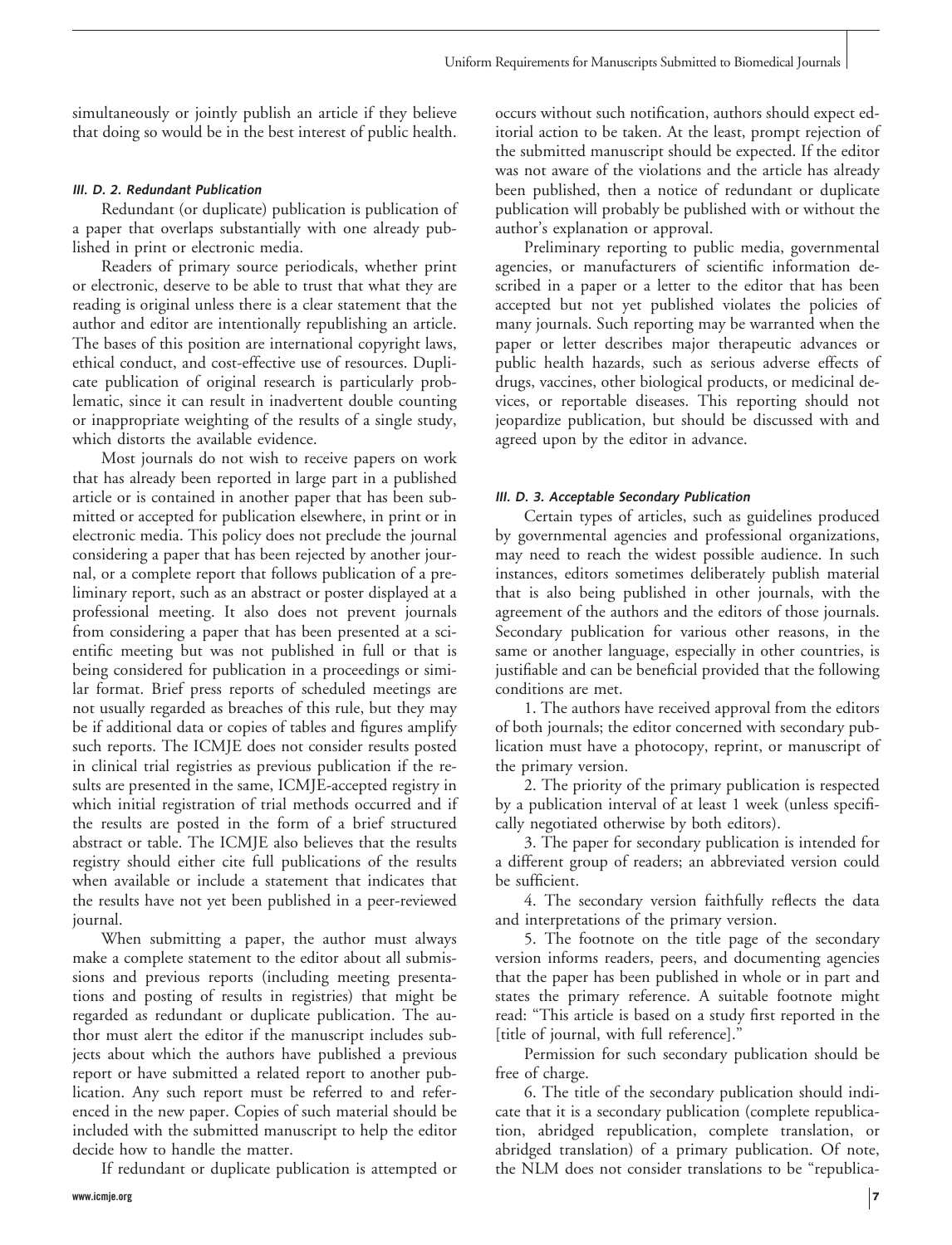simultaneously or jointly publish an article if they believe that doing so would be in the best interest of public health.

#### *III. D. 2. Redundant Publication*

Redundant (or duplicate) publication is publication of a paper that overlaps substantially with one already published in print or electronic media.

Readers of primary source periodicals, whether print or electronic, deserve to be able to trust that what they are reading is original unless there is a clear statement that the author and editor are intentionally republishing an article. The bases of this position are international copyright laws, ethical conduct, and cost-effective use of resources. Duplicate publication of original research is particularly problematic, since it can result in inadvertent double counting or inappropriate weighting of the results of a single study, which distorts the available evidence.

Most journals do not wish to receive papers on work that has already been reported in large part in a published article or is contained in another paper that has been submitted or accepted for publication elsewhere, in print or in electronic media. This policy does not preclude the journal considering a paper that has been rejected by another journal, or a complete report that follows publication of a preliminary report, such as an abstract or poster displayed at a professional meeting. It also does not prevent journals from considering a paper that has been presented at a scientific meeting but was not published in full or that is being considered for publication in a proceedings or similar format. Brief press reports of scheduled meetings are not usually regarded as breaches of this rule, but they may be if additional data or copies of tables and figures amplify such reports. The ICMJE does not consider results posted in clinical trial registries as previous publication if the results are presented in the same, ICMJE-accepted registry in which initial registration of trial methods occurred and if the results are posted in the form of a brief structured abstract or table. The ICMJE also believes that the results registry should either cite full publications of the results when available or include a statement that indicates that the results have not yet been published in a peer-reviewed journal.

When submitting a paper, the author must always make a complete statement to the editor about all submissions and previous reports (including meeting presentations and posting of results in registries) that might be regarded as redundant or duplicate publication. The author must alert the editor if the manuscript includes subjects about which the authors have published a previous report or have submitted a related report to another publication. Any such report must be referred to and referenced in the new paper. Copies of such material should be included with the submitted manuscript to help the editor decide how to handle the matter.

If redundant or duplicate publication is attempted or occurs without such notification, authors should expect editorial action to be taken. At the least, prompt rejection of the submitted manuscript should be expected. If the editor was not aware of the violations and the article has already been published, then a notice of redundant or duplicate publication will probably be published with or without the author's explanation or approval.

Preliminary reporting to public media, governmental agencies, or manufacturers of scientific information described in a paper or a letter to the editor that has been accepted but not yet published violates the policies of many journals. Such reporting may be warranted when the paper or letter describes major therapeutic advances or public health hazards, such as serious adverse effects of drugs, vaccines, other biological products, or medicinal devices, or reportable diseases. This reporting should not jeopardize publication, but should be discussed with and agreed upon by the editor in advance.

#### *III. D. 3. Acceptable Secondary Publication*

Certain types of articles, such as guidelines produced by governmental agencies and professional organizations, may need to reach the widest possible audience. In such instances, editors sometimes deliberately publish material that is also being published in other journals, with the agreement of the authors and the editors of those journals. Secondary publication for various other reasons, in the same or another language, especially in other countries, is justifiable and can be beneficial provided that the following conditions are met.

1. The authors have received approval from the editors of both journals; the editor concerned with secondary publication must have a photocopy, reprint, or manuscript of the primary version.

2. The priority of the primary publication is respected by a publication interval of at least 1 week (unless specifically negotiated otherwise by both editors).

3. The paper for secondary publication is intended for a different group of readers; an abbreviated version could be sufficient.

4. The secondary version faithfully reflects the data and interpretations of the primary version.

5. The footnote on the title page of the secondary version informs readers, peers, and documenting agencies that the paper has been published in whole or in part and states the primary reference. A suitable footnote might read: "This article is based on a study first reported in the [title of journal, with full reference]."

Permission for such secondary publication should be free of charge.

6. The title of the secondary publication should indicate that it is a secondary publication (complete republication, abridged republication, complete translation, or abridged translation) of a primary publication. Of note, the NLM does not consider translations to be "republica-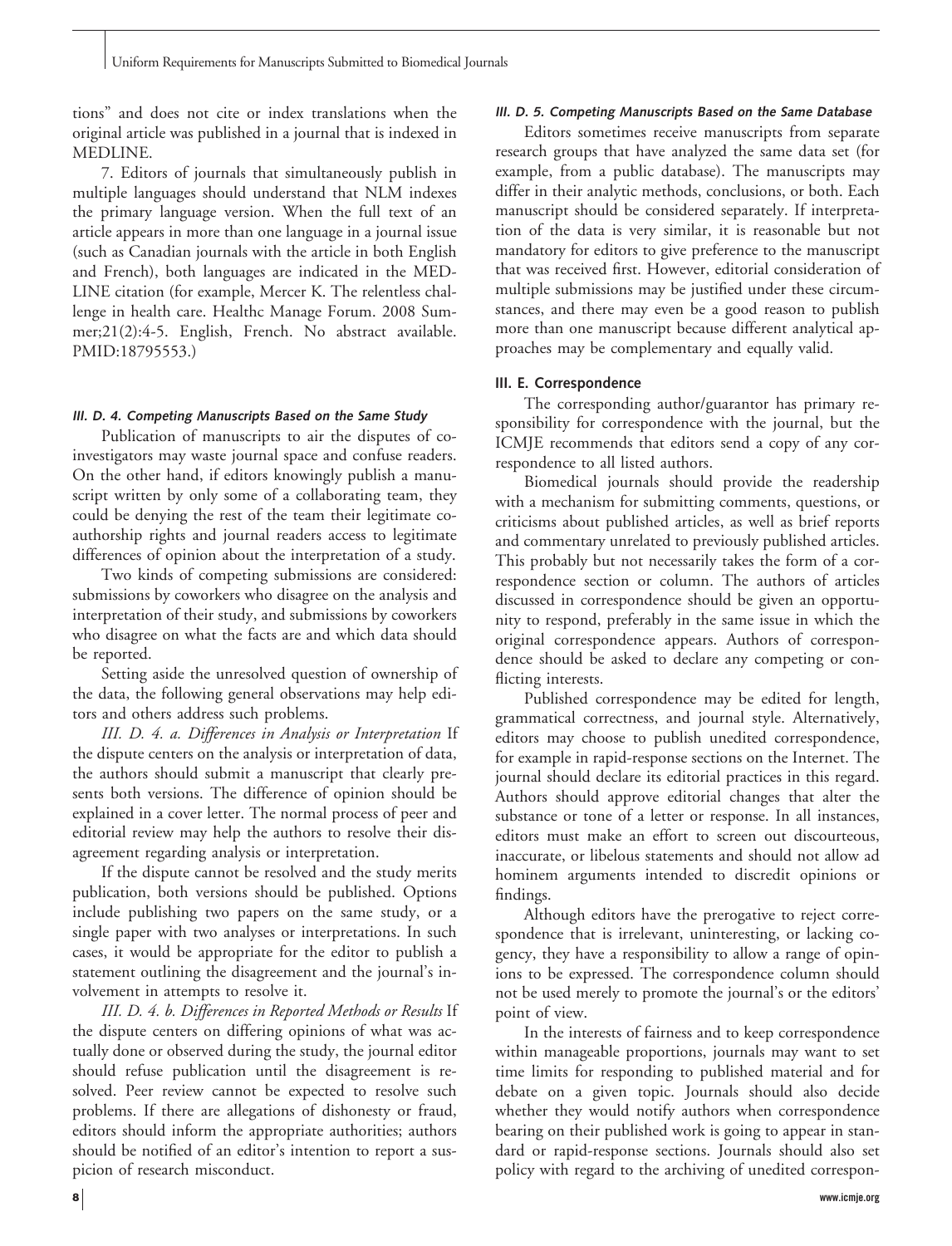tions" and does not cite or index translations when the original article was published in a journal that is indexed in MEDLINE.

7. Editors of journals that simultaneously publish in multiple languages should understand that NLM indexes the primary language version. When the full text of an article appears in more than one language in a journal issue (such as Canadian journals with the article in both English and French), both languages are indicated in the MEDLINE citation (for example, Mercer K. The relentless challenge in health care. Healthc Manage Forum. 2008 Summer;21(2):4-5. English, French. No abstract available. PMID:18795553.)

#### *III. D. 4. Competing Manuscripts Based on the Same Study*

Publication of manuscripts to air the disputes of coinvestigators may waste journal space and confuse readers. On the other hand, if editors knowingly publish a manuscript written by only some of a collaborating team, they could be denying the rest of the team their legitimate coauthorship rights and journal readers access to legitimate differences of opinion about the interpretation of a study.

Two kinds of competing submissions are considered: submissions by coworkers who disagree on the analysis and interpretation of their study, and submissions by coworkers who disagree on what the facts are and which data should be reported.

Setting aside the unresolved question of ownership of the data, the following general observations may help editors and others address such problems.

*III. D. 4. a. Differences in Analysis or Interpretation* If the dispute centers on the analysis or interpretation of data, the authors should submit a manuscript that clearly presents both versions. The difference of opinion should be explained in a cover letter. The normal process of peer and editorial review may help the authors to resolve their disagreement regarding analysis or interpretation.

If the dispute cannot be resolved and the study merits publication, both versions should be published. Options include publishing two papers on the same study, or a single paper with two analyses or interpretations. In such cases, it would be appropriate for the editor to publish a statement outlining the disagreement and the journal's involvement in attempts to resolve it.

*III. D. 4. b. Differences in Reported Methods or Results* If the dispute centers on differing opinions of what was actually done or observed during the study, the journal editor should refuse publication until the disagreement is resolved. Peer review cannot be expected to resolve such problems. If there are allegations of dishonesty or fraud, editors should inform the appropriate authorities; authors should be notified of an editor's intention to report a suspicion of research misconduct.

#### *III. D. 5. Competing Manuscripts Based on the Same Database*

Editors sometimes receive manuscripts from separate research groups that have analyzed the same data set (for example, from a public database). The manuscripts may differ in their analytic methods, conclusions, or both. Each manuscript should be considered separately. If interpretation of the data is very similar, it is reasonable but not mandatory for editors to give preference to the manuscript that was received first. However, editorial consideration of multiple submissions may be justified under these circumstances, and there may even be a good reason to publish more than one manuscript because different analytical approaches may be complementary and equally valid.

### III. E. Correspondence

The corresponding author/guarantor has primary responsibility for correspondence with the journal, but the ICMJE recommends that editors send a copy of any correspondence to all listed authors.

Biomedical journals should provide the readership with a mechanism for submitting comments, questions, or criticisms about published articles, as well as brief reports and commentary unrelated to previously published articles. This probably but not necessarily takes the form of a correspondence section or column. The authors of articles discussed in correspondence should be given an opportunity to respond, preferably in the same issue in which the original correspondence appears. Authors of correspondence should be asked to declare any competing or conflicting interests.

Published correspondence may be edited for length, grammatical correctness, and journal style. Alternatively, editors may choose to publish unedited correspondence, for example in rapid-response sections on the Internet. The journal should declare its editorial practices in this regard. Authors should approve editorial changes that alter the substance or tone of a letter or response. In all instances, editors must make an effort to screen out discourteous, inaccurate, or libelous statements and should not allow ad hominem arguments intended to discredit opinions or findings.

Although editors have the prerogative to reject correspondence that is irrelevant, uninteresting, or lacking cogency, they have a responsibility to allow a range of opinions to be expressed. The correspondence column should not be used merely to promote the journal's or the editors' point of view.

In the interests of fairness and to keep correspondence within manageable proportions, journals may want to set time limits for responding to published material and for debate on a given topic. Journals should also decide whether they would notify authors when correspondence bearing on their published work is going to appear in standard or rapid-response sections. Journals should also set policy with regard to the archiving of unedited correspon-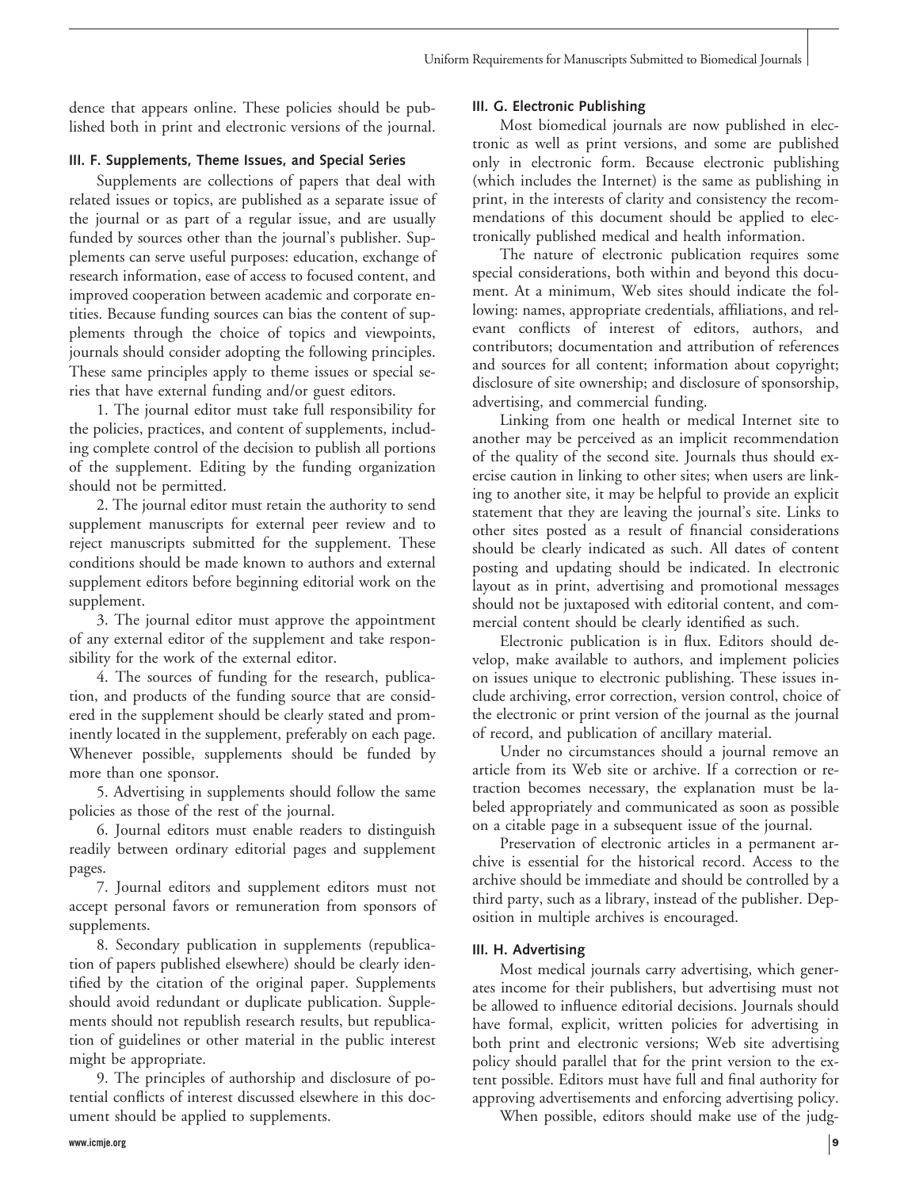dence that appears online. These policies should be published both in print and electronic versions of the journal.

### III. F. Supplements, Theme Issues, and Special Series

Supplements are collections of papers that deal with related issues or topics, are published as a separate issue of the journal or as part of a regular issue, and are usually funded by sources other than the journal's publisher. Supplements can serve useful purposes: education, exchange of research information, ease of access to focused content, and improved cooperation between academic and corporate entities. Because funding sources can bias the content of supplements through the choice of topics and viewpoints, journals should consider adopting the following principles. These same principles apply to theme issues or special series that have external funding and/or guest editors.

1. The journal editor must take full responsibility for the policies, practices, and content of supplements, including complete control of the decision to publish all portions of the supplement. Editing by the funding organization should not be permitted.

2. The journal editor must retain the authority to send supplement manuscripts for external peer review and to reject manuscripts submitted for the supplement. These conditions should be made known to authors and external supplement editors before beginning editorial work on the supplement.

3. The journal editor must approve the appointment of any external editor of the supplement and take responsibility for the work of the external editor.

4. The sources of funding for the research, publication, and products of the funding source that are considered in the supplement should be clearly stated and prominently located in the supplement, preferably on each page. Whenever possible, supplements should be funded by more than one sponsor.

5. Advertising in supplements should follow the same policies as those of the rest of the journal.

6. Journal editors must enable readers to distinguish readily between ordinary editorial pages and supplement pages.

7. Journal editors and supplement editors must not accept personal favors or remuneration from sponsors of supplements.

8. Secondary publication in supplements (republication of papers published elsewhere) should be clearly identified by the citation of the original paper. Supplements should avoid redundant or duplicate publication. Supplements should not republish research results, but republication of guidelines or other material in the public interest might be appropriate.

9. The principles of authorship and disclosure of potential conflicts of interest discussed elsewhere in this document should be applied to supplements.

### III. G. Electronic Publishing

Most biomedical journals are now published in electronic as well as print versions, and some are published only in electronic form. Because electronic publishing (which includes the Internet) is the same as publishing in print, in the interests of clarity and consistency the recommendations of this document should be applied to electronically published medical and health information.

The nature of electronic publication requires some special considerations, both within and beyond this document. At a minimum, Web sites should indicate the following: names, appropriate credentials, affiliations, and relevant conflicts of interest of editors, authors, and contributors; documentation and attribution of references and sources for all content; information about copyright; disclosure of site ownership; and disclosure of sponsorship, advertising, and commercial funding.

Linking from one health or medical Internet site to another may be perceived as an implicit recommendation of the quality of the second site. Journals thus should exercise caution in linking to other sites; when users are linking to another site, it may be helpful to provide an explicit statement that they are leaving the journal's site. Links to other sites posted as a result of financial considerations should be clearly indicated as such. All dates of content posting and updating should be indicated. In electronic layout as in print, advertising and promotional messages should not be juxtaposed with editorial content, and commercial content should be clearly identified as such.

Electronic publication is in flux. Editors should develop, make available to authors, and implement policies on issues unique to electronic publishing. These issues include archiving, error correction, version control, choice of the electronic or print version of the journal as the journal of record, and publication of ancillary material.

Under no circumstances should a journal remove an article from its Web site or archive. If a correction or retraction becomes necessary, the explanation must be labeled appropriately and communicated as soon as possible on a citable page in a subsequent issue of the journal.

Preservation of electronic articles in a permanent archive is essential for the historical record. Access to the archive should be immediate and should be controlled by a third party, such as a library, instead of the publisher. Deposition in multiple archives is encouraged.

### III. H. Advertising

Most medical journals carry advertising, which generates income for their publishers, but advertising must not be allowed to influence editorial decisions. Journals should have formal, explicit, written policies for advertising in both print and electronic versions; Web site advertising policy should parallel that for the print version to the extent possible. Editors must have full and final authority for approving advertisements and enforcing advertising policy.

When possible, editors should make use of the judg-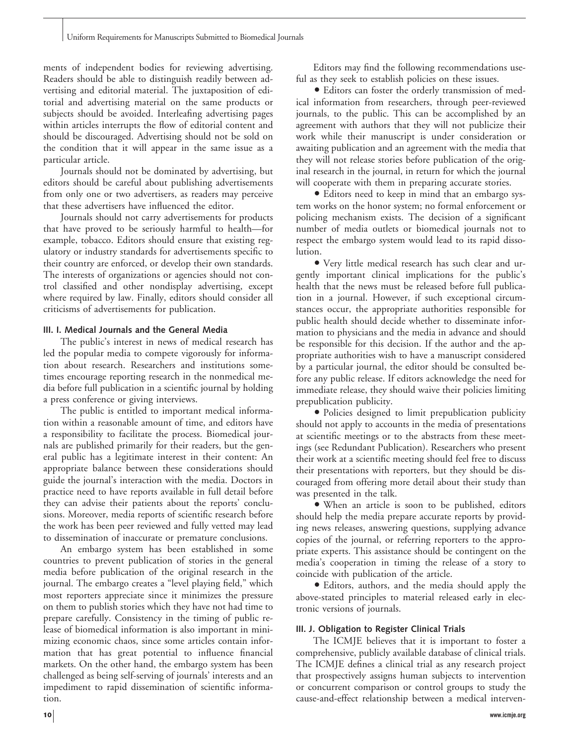ments of independent bodies for reviewing advertising. Readers should be able to distinguish readily between advertising and editorial material. The juxtaposition of editorial and advertising material on the same products or subjects should be avoided. Interleafing advertising pages within articles interrupts the flow of editorial content and should be discouraged. Advertising should not be sold on the condition that it will appear in the same issue as a particular article.

Journals should not be dominated by advertising, but editors should be careful about publishing advertisements from only one or two advertisers, as readers may perceive that these advertisers have influenced the editor.

Journals should not carry advertisements for products that have proved to be seriously harmful to health—for example, tobacco. Editors should ensure that existing regulatory or industry standards for advertisements specific to their country are enforced, or develop their own standards. The interests of organizations or agencies should not control classified and other nondisplay advertising, except where required by law. Finally, editors should consider all criticisms of advertisements for publication.

### III. I. Medical Journals and the General Media

The public's interest in news of medical research has led the popular media to compete vigorously for information about research. Researchers and institutions sometimes encourage reporting research in the nonmedical media before full publication in a scientific journal by holding a press conference or giving interviews.

The public is entitled to important medical information within a reasonable amount of time, and editors have a responsibility to facilitate the process. Biomedical journals are published primarily for their readers, but the general public has a legitimate interest in their content: An appropriate balance between these considerations should guide the journal's interaction with the media. Doctors in practice need to have reports available in full detail before they can advise their patients about the reports' conclusions. Moreover, media reports of scientific research before the work has been peer reviewed and fully vetted may lead to dissemination of inaccurate or premature conclusions.

An embargo system has been established in some countries to prevent publication of stories in the general media before publication of the original research in the journal. The embargo creates a "level playing field," which most reporters appreciate since it minimizes the pressure on them to publish stories which they have not had time to prepare carefully. Consistency in the timing of public release of biomedical information is also important in minimizing economic chaos, since some articles contain information that has great potential to influence financial markets. On the other hand, the embargo system has been challenged as being self-serving of journals' interests and an impediment to rapid dissemination of scientific information.

Editors may find the following recommendations useful as they seek to establish policies on these issues.

- Editors can foster the orderly transmission of medical information from researchers, through peer-reviewed journals, to the public. This can be accomplished by an agreement with authors that they will not publicize their work while their manuscript is under consideration or awaiting publication and an agreement with the media that they will not release stories before publication of the original research in the journal, in return for which the journal will cooperate with them in preparing accurate stories.
- Editors need to keep in mind that an embargo system works on the honor system; no formal enforcement or policing mechanism exists. The decision of a significant number of media outlets or biomedical journals not to respect the embargo system would lead to its rapid dissolution.
- Very little medical research has such clear and urgently important clinical implications for the public's health that the news must be released before full publication in a journal. However, if such exceptional circumstances occur, the appropriate authorities responsible for public health should decide whether to disseminate information to physicians and the media in advance and should be responsible for this decision. If the author and the appropriate authorities wish to have a manuscript considered by a particular journal, the editor should be consulted before any public release. If editors acknowledge the need for immediate release, they should waive their policies limiting prepublication publicity.
- Policies designed to limit prepublication publicity should not apply to accounts in the media of presentations at scientific meetings or to the abstracts from these meetings (see Redundant Publication). Researchers who present their work at a scientific meeting should feel free to discuss their presentations with reporters, but they should be discouraged from offering more detail about their study than was presented in the talk.
- When an article is soon to be published, editors should help the media prepare accurate reports by providing news releases, answering questions, supplying advance copies of the journal, or referring reporters to the appropriate experts. This assistance should be contingent on the media's cooperation in timing the release of a story to coincide with publication of the article.
- Editors, authors, and the media should apply the above-stated principles to material released early in electronic versions of journals.

### III. J. Obligation to Register Clinical Trials

The ICMJE believes that it is important to foster a comprehensive, publicly available database of clinical trials. The ICMJE defines a clinical trial as any research project that prospectively assigns human subjects to intervention or concurrent comparison or control groups to study the cause-and-effect relationship between a medical interven-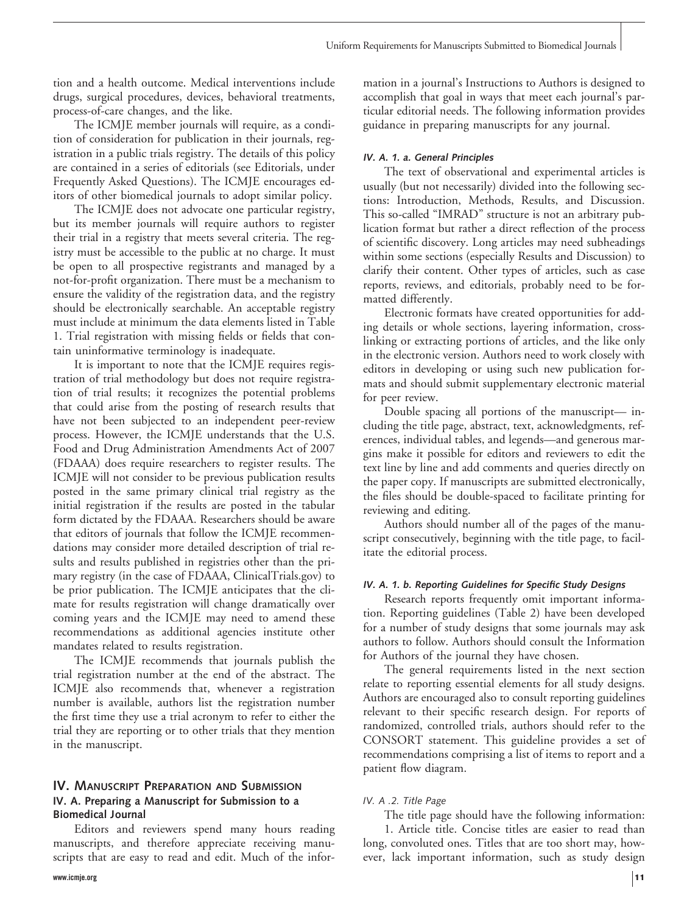tion and a health outcome. Medical interventions include drugs, surgical procedures, devices, behavioral treatments, process-of-care changes, and the like.

The ICMJE member journals will require, as a condition of consideration for publication in their journals, registration in a public trials registry. The details of this policy are contained in a series of editorials (see Editorials, under Frequently Asked Questions). The ICMJE encourages editors of other biomedical journals to adopt similar policy.

The ICMJE does not advocate one particular registry, but its member journals will require authors to register their trial in a registry that meets several criteria. The registry must be accessible to the public at no charge. It must be open to all prospective registrants and managed by a not-for-profit organization. There must be a mechanism to ensure the validity of the registration data, and the registry should be electronically searchable. An acceptable registry must include at minimum the data elements listed in Table 1. Trial registration with missing fields or fields that contain uninformative terminology is inadequate.

It is important to note that the ICMJE requires registration of trial methodology but does not require registration of trial results; it recognizes the potential problems that could arise from the posting of research results that have not been subjected to an independent peer-review process. However, the ICMJE understands that the U.S. Food and Drug Administration Amendments Act of 2007 (FDAAA) does require researchers to register results. The ICMJE will not consider to be previous publication results posted in the same primary clinical trial registry as the initial registration if the results are posted in the tabular form dictated by the FDAAA. Researchers should be aware that editors of journals that follow the ICMJE recommendations may consider more detailed description of trial results and results published in registries other than the primary registry (in the case of FDAAA, ClinicalTrials.gov) to be prior publication. The ICMJE anticipates that the climate for results registration will change dramatically over coming years and the ICMJE may need to amend these recommendations as additional agencies institute other mandates related to results registration.

The ICMJE recommends that journals publish the trial registration number at the end of the abstract. The ICMJE also recommends that, whenever a registration number is available, authors list the registration number the first time they use a trial acronym to refer to either the trial they are reporting or to other trials that they mention in the manuscript.

## IV. Manuscript Preparation and Submission

### IV. A. Preparing a Manuscript for Submission to a Biomedical Journal

Editors and reviewers spend many hours reading manuscripts, and therefore appreciate receiving manuscripts that are easy to read and edit. Much of the information in a journal's Instructions to Authors is designed to accomplish that goal in ways that meet each journal's particular editorial needs. The following information provides guidance in preparing manuscripts for any journal.

#### *IV. A. 1. a. General Principles*

The text of observational and experimental articles is usually (but not necessarily) divided into the following sections: Introduction, Methods, Results, and Discussion. This so-called "IMRAD" structure is not an arbitrary publication format but rather a direct reflection of the process of scientific discovery. Long articles may need subheadings within some sections (especially Results and Discussion) to clarify their content. Other types of articles, such as case reports, reviews, and editorials, probably need to be formatted differently.

Electronic formats have created opportunities for adding details or whole sections, layering information, cross-linking or extracting portions of articles, and the like only in the electronic version. Authors need to work closely with editors in developing or using such new publication formats and should submit supplementary electronic material for peer review.

Double spacing all portions of the manuscript— including the title page, abstract, text, acknowledgments, references, individual tables, and legends—and generous margins make it possible for editors and reviewers to edit the text line by line and add comments and queries directly on the paper copy. If manuscripts are submitted electronically, the files should be double-spaced to facilitate printing for reviewing and editing.

Authors should number all of the pages of the manuscript consecutively, beginning with the title page, to facilitate the editorial process.

#### *IV. A. 1. b. Reporting Guidelines for Specific Study Designs*

Research reports frequently omit important information. Reporting guidelines (Table 2) have been developed for a number of study designs that some journals may ask authors to follow. Authors should consult the Information for Authors of the journal they have chosen.

The general requirements listed in the next section relate to reporting essential elements for all study designs. Authors are encouraged also to consult reporting guidelines relevant to their specific research design. For reports of randomized, controlled trials, authors should refer to the CONSORT statement. This guideline provides a set of recommendations comprising a list of items to report and a patient flow diagram.

#### *IV. A .2. Title Page*

The title page should have the following information:

1. Article title. Concise titles are easier to read than long, convoluted ones. Titles that are too short may, however, lack important information, such as study design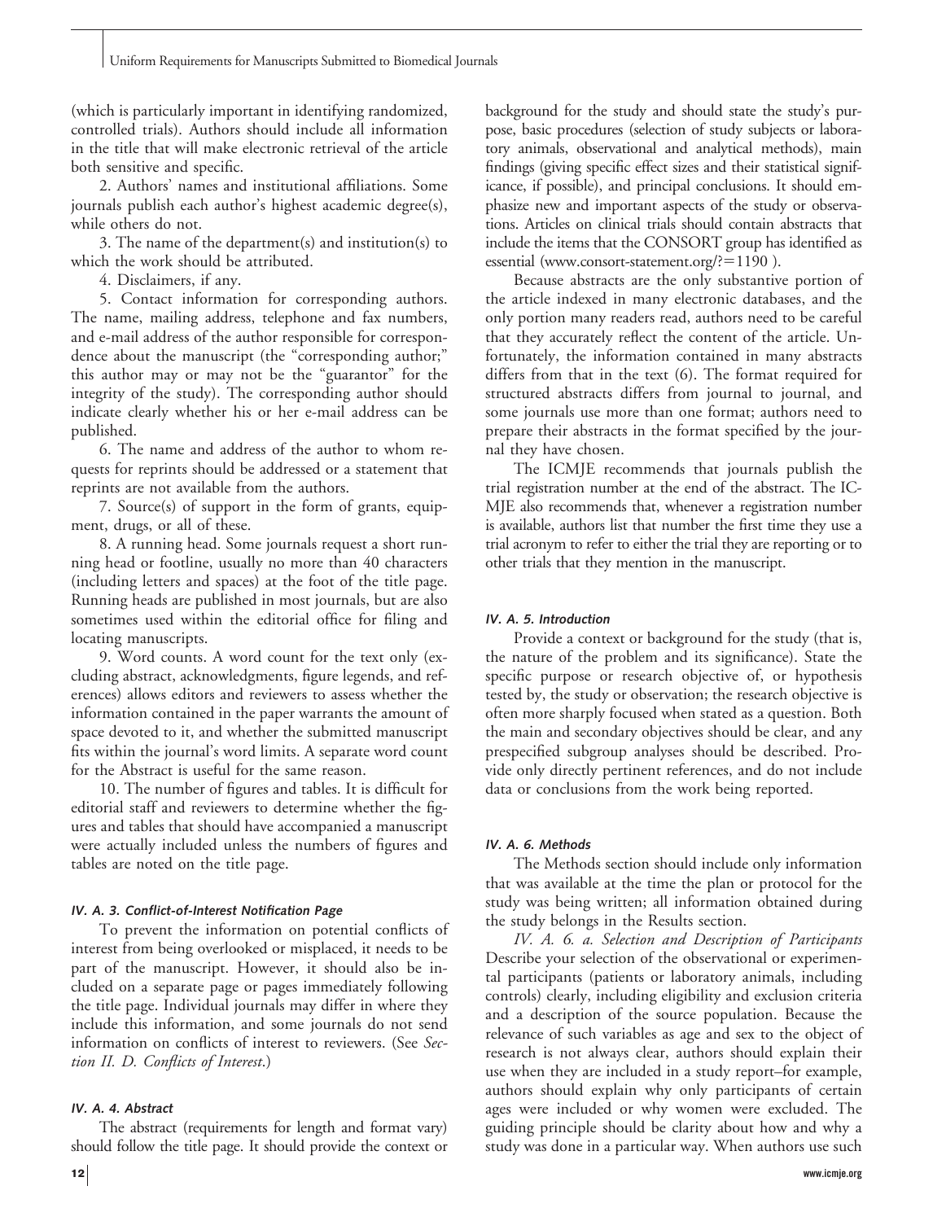(which is particularly important in identifying randomized, controlled trials). Authors should include all information in the title that will make electronic retrieval of the article both sensitive and specific.

2. Authors' names and institutional affiliations. Some journals publish each author's highest academic degree(s), while others do not.

3. The name of the department(s) and institution(s) to which the work should be attributed.

4. Disclaimers, if any.

5. Contact information for corresponding authors. The name, mailing address, telephone and fax numbers, and e-mail address of the author responsible for correspondence about the manuscript (the "corresponding author;" this author may or may not be the "guarantor" for the integrity of the study). The corresponding author should indicate clearly whether his or her e-mail address can be published.

6. The name and address of the author to whom requests for reprints should be addressed or a statement that reprints are not available from the authors.

7. Source(s) of support in the form of grants, equipment, drugs, or all of these.

8. A running head. Some journals request a short running head or footline, usually no more than 40 characters (including letters and spaces) at the foot of the title page. Running heads are published in most journals, but are also sometimes used within the editorial office for filing and locating manuscripts.

9. Word counts. A word count for the text only (excluding abstract, acknowledgments, figure legends, and references) allows editors and reviewers to assess whether the information contained in the paper warrants the amount of space devoted to it, and whether the submitted manuscript fits within the journal's word limits. A separate word count for the Abstract is useful for the same reason.

10. The number of figures and tables. It is difficult for editorial staff and reviewers to determine whether the figures and tables that should have accompanied a manuscript were actually included unless the numbers of figures and tables are noted on the title page.

#### *IV. A. 3. Conflict-of-Interest Notification Page*

To prevent the information on potential conflicts of interest from being overlooked or misplaced, it needs to be part of the manuscript. However, it should also be included on a separate page or pages immediately following the title page. Individual journals may differ in where they include this information, and some journals do not send information on conflicts of interest to reviewers. (See *Section II. D. Conflicts of Interest*.)

#### *IV. A. 4. Abstract*

The abstract (requirements for length and format vary) should follow the title page. It should provide the context or background for the study and should state the study's purpose, basic procedures (selection of study subjects or laboratory animals, observational and analytical methods), main findings (giving specific effect sizes and their statistical significance, if possible), and principal conclusions. It should emphasize new and important aspects of the study or observations. Articles on clinical trials should contain abstracts that include the items that the CONSORT group has identified as essential (www.consort-statement.org/?=1190 ).

Because abstracts are the only substantive portion of the article indexed in many electronic databases, and the only portion many readers read, authors need to be careful that they accurately reflect the content of the article. Unfortunately, the information contained in many abstracts differs from that in the text (6). The format required for structured abstracts differs from journal to journal, and some journals use more than one format; authors need to prepare their abstracts in the format specified by the journal they have chosen.

The ICMJE recommends that journals publish the trial registration number at the end of the abstract. The ICMJE also recommends that, whenever a registration number is available, authors list that number the first time they use a trial acronym to refer to either the trial they are reporting or to other trials that they mention in the manuscript.

#### *IV. A. 5. Introduction*

Provide a context or background for the study (that is, the nature of the problem and its significance). State the specific purpose or research objective of, or hypothesis tested by, the study or observation; the research objective is often more sharply focused when stated as a question. Both the main and secondary objectives should be clear, and any prespecified subgroup analyses should be described. Provide only directly pertinent references, and do not include data or conclusions from the work being reported.

#### *IV. A. 6. Methods*

The Methods section should include only information that was available at the time the plan or protocol for the study was being written; all information obtained during the study belongs in the Results section.

*IV. A. 6. a. Selection and Description of Participants* Describe your selection of the observational or experimental participants (patients or laboratory animals, including controls) clearly, including eligibility and exclusion criteria and a description of the source population. Because the relevance of such variables as age and sex to the object of research is not always clear, authors should explain their use when they are included in a study report–for example, authors should explain why only participants of certain ages were included or why women were excluded. The guiding principle should be clarity about how and why a study was done in a particular way. When authors use such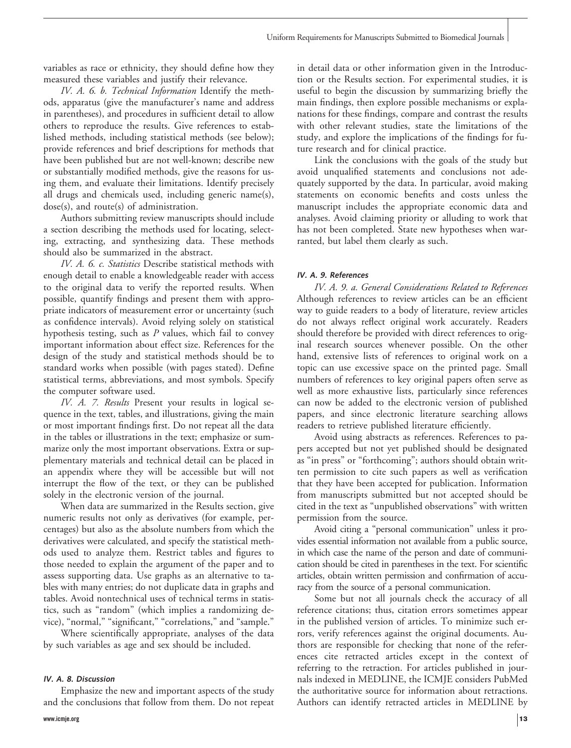variables as race or ethnicity, they should define how they measured these variables and justify their relevance.

*IV. A. 6. b. Technical Information* Identify the methods, apparatus (give the manufacturer's name and address in parentheses), and procedures in sufficient detail to allow others to reproduce the results. Give references to established methods, including statistical methods (see below); provide references and brief descriptions for methods that have been published but are not well-known; describe new or substantially modified methods, give the reasons for using them, and evaluate their limitations. Identify precisely all drugs and chemicals used, including generic name(s), dose(s), and route(s) of administration.

Authors submitting review manuscripts should include a section describing the methods used for locating, selecting, extracting, and synthesizing data. These methods should also be summarized in the abstract.

*IV. A. 6. c. Statistics* Describe statistical methods with enough detail to enable a knowledgeable reader with access to the original data to verify the reported results. When possible, quantify findings and present them with appropriate indicators of measurement error or uncertainty (such as confidence intervals). Avoid relying solely on statistical hypothesis testing, such as $P$ values, which fail to convey important information about effect size. References for the design of the study and statistical methods should be to standard works when possible (with pages stated). Define statistical terms, abbreviations, and most symbols. Specify the computer software used.

*IV. A. 7. Results* Present your results in logical sequence in the text, tables, and illustrations, giving the main or most important findings first. Do not repeat all the data in the tables or illustrations in the text; emphasize or summarize only the most important observations. Extra or supplementary materials and technical detail can be placed in an appendix where they will be accessible but will not interrupt the flow of the text, or they can be published solely in the electronic version of the journal.

When data are summarized in the Results section, give numeric results not only as derivatives (for example, percentages) but also as the absolute numbers from which the derivatives were calculated, and specify the statistical methods used to analyze them. Restrict tables and figures to those needed to explain the argument of the paper and to assess supporting data. Use graphs as an alternative to tables with many entries; do not duplicate data in graphs and tables. Avoid nontechnical uses of technical terms in statistics, such as "random" (which implies a randomizing device), "normal," "significant," "correlations," and "sample."

Where scientifically appropriate, analyses of the data by such variables as age and sex should be included.

#### IV. A. 8. Discussion

Emphasize the new and important aspects of the study and the conclusions that follow from them. Do not repeat in detail data or other information given in the Introduction or the Results section. For experimental studies, it is useful to begin the discussion by summarizing briefly the main findings, then explore possible mechanisms or explanations for these findings, compare and contrast the results with other relevant studies, state the limitations of the study, and explore the implications of the findings for future research and for clinical practice.

Link the conclusions with the goals of the study but avoid unqualified statements and conclusions not adequately supported by the data. In particular, avoid making statements on economic benefits and costs unless the manuscript includes the appropriate economic data and analyses. Avoid claiming priority or alluding to work that has not been completed. State new hypotheses when warranted, but label them clearly as such.

#### IV. A. 9. References

*IV. A. 9. a. General Considerations Related to References* Although references to review articles can be an efficient way to guide readers to a body of literature, review articles do not always reflect original work accurately. Readers should therefore be provided with direct references to original research sources whenever possible. On the other hand, extensive lists of references to original work on a topic can use excessive space on the printed page. Small numbers of references to key original papers often serve as well as more exhaustive lists, particularly since references can now be added to the electronic version of published papers, and since electronic literature searching allows readers to retrieve published literature efficiently.

Avoid using abstracts as references. References to papers accepted but not yet published should be designated as "in press" or "forthcoming"; authors should obtain written permission to cite such papers as well as verification that they have been accepted for publication. Information from manuscripts submitted but not accepted should be cited in the text as "unpublished observations" with written permission from the source.

Avoid citing a "personal communication" unless it provides essential information not available from a public source, in which case the name of the person and date of communication should be cited in parentheses in the text. For scientific articles, obtain written permission and confirmation of accuracy from the source of a personal communication.

Some but not all journals check the accuracy of all reference citations; thus, citation errors sometimes appear in the published version of articles. To minimize such errors, verify references against the original documents. Authors are responsible for checking that none of the references cite retracted articles except in the context of referring to the retraction. For articles published in journals indexed in MEDLINE, the ICMJE considers PubMed the authoritative source for information about retractions. Authors can identify retracted articles in MEDLINE by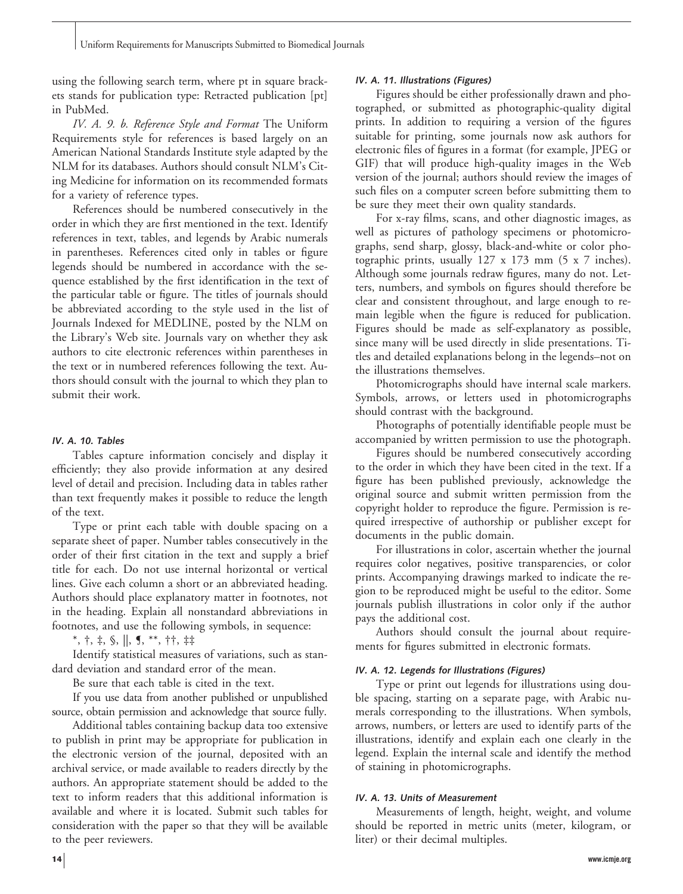using the following search term, where pt in square brackets stands for publication type: Retracted publication [pt] in PubMed.

*IV. A. 9. b. Reference Style and Format* The Uniform Requirements style for references is based largely on an American National Standards Institute style adapted by the NLM for its databases. Authors should consult NLM's Citing Medicine for information on its recommended formats for a variety of reference types.

References should be numbered consecutively in the order in which they are first mentioned in the text. Identify references in text, tables, and legends by Arabic numerals in parentheses. References cited only in tables or figure legends should be numbered in accordance with the sequence established by the first identification in the text of the particular table or figure. The titles of journals should be abbreviated according to the style used in the list of Journals Indexed for MEDLINE, posted by the NLM on the Library's Web site. Journals vary on whether they ask authors to cite electronic references within parentheses in the text or in numbered references following the text. Authors should consult with the journal to which they plan to submit their work.

#### IV. A. 10. Tables

Tables capture information concisely and display it efficiently; they also provide information at any desired level of detail and precision. Including data in tables rather than text frequently makes it possible to reduce the length of the text.

Type or print each table with double spacing on a separate sheet of paper. Number tables consecutively in the order of their first citation in the text and supply a brief title for each. Do not use internal horizontal or vertical lines. Give each column a short or an abbreviated heading. Authors should place explanatory matter in footnotes, not in the heading. Explain all nonstandard abbreviations in footnotes, and use the following symbols, in sequence:

*, †, ‡, §, ||, ¶, **, ††, ‡‡

Identify statistical measures of variations, such as standard deviation and standard error of the mean.

Be sure that each table is cited in the text.

If you use data from another published or unpublished source, obtain permission and acknowledge that source fully.

Additional tables containing backup data too extensive to publish in print may be appropriate for publication in the electronic version of the journal, deposited with an archival service, or made available to readers directly by the authors. An appropriate statement should be added to the text to inform readers that this additional information is available and where it is located. Submit such tables for consideration with the paper so that they will be available to the peer reviewers.

#### IV. A. 11. Illustrations (Figures)

Figures should be either professionally drawn and photographed, or submitted as photographic-quality digital prints. In addition to requiring a version of the figures suitable for printing, some journals now ask authors for electronic files of figures in a format (for example, JPEG or GIF) that will produce high-quality images in the Web version of the journal; authors should review the images of such files on a computer screen before submitting them to be sure they meet their own quality standards.

For x-ray films, scans, and other diagnostic images, as well as pictures of pathology specimens or photomicrographs, send sharp, glossy, black-and-white or color photographic prints, usually 127 x 173 mm (5 x 7 inches). Although some journals redraw figures, many do not. Letters, numbers, and symbols on figures should therefore be clear and consistent throughout, and large enough to remain legible when the figure is reduced for publication. Figures should be made as self-explanatory as possible, since many will be used directly in slide presentations. Titles and detailed explanations belong in the legends–not on the illustrations themselves.

Photomicrographs should have internal scale markers. Symbols, arrows, or letters used in photomicrographs should contrast with the background.

Photographs of potentially identifiable people must be accompanied by written permission to use the photograph.

Figures should be numbered consecutively according to the order in which they have been cited in the text. If a figure has been published previously, acknowledge the original source and submit written permission from the copyright holder to reproduce the figure. Permission is required irrespective of authorship or publisher except for documents in the public domain.

For illustrations in color, ascertain whether the journal requires color negatives, positive transparencies, or color prints. Accompanying drawings marked to indicate the region to be reproduced might be useful to the editor. Some journals publish illustrations in color only if the author pays the additional cost.

Authors should consult the journal about requirements for figures submitted in electronic formats.

#### IV. A. 12. Legends for Illustrations (Figures)

Type or print out legends for illustrations using double spacing, starting on a separate page, with Arabic numerals corresponding to the illustrations. When symbols, arrows, numbers, or letters are used to identify parts of the illustrations, identify and explain each one clearly in the legend. Explain the internal scale and identify the method of staining in photomicrographs.

#### IV. A. 13. Units of Measurement

Measurements of length, height, weight, and volume should be reported in metric units (meter, kilogram, or liter) or their decimal multiples.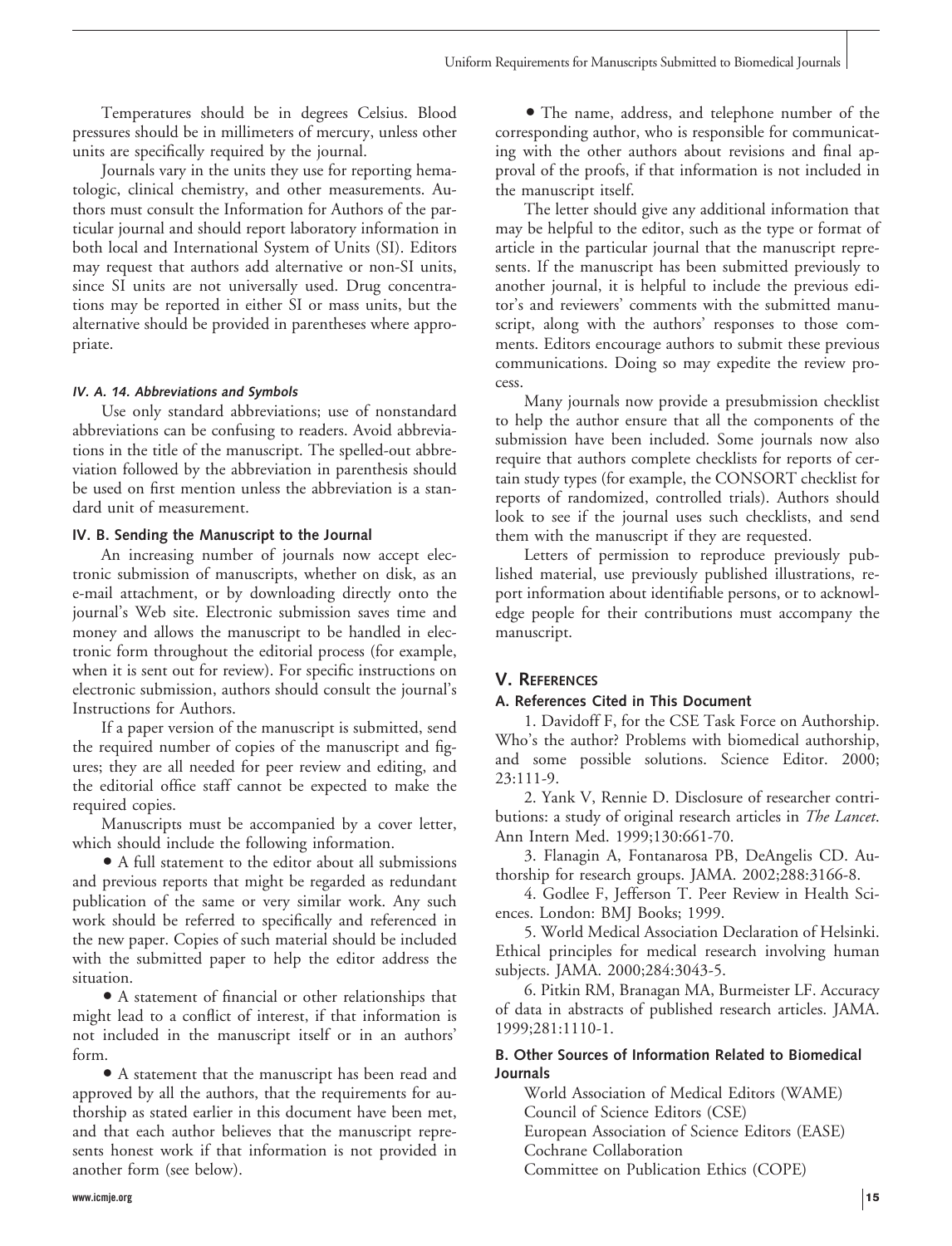Temperatures should be in degrees Celsius. Blood pressures should be in millimeters of mercury, unless other units are specifically required by the journal.

Journals vary in the units they use for reporting hematologic, clinical chemistry, and other measurements. Authors must consult the Information for Authors of the particular journal and should report laboratory information in both local and International System of Units (SI). Editors may request that authors add alternative or non-SI units, since SI units are not universally used. Drug concentrations may be reported in either SI or mass units, but the alternative should be provided in parentheses where appropriate.

#### *IV. A. 14. Abbreviations and Symbols*

Use only standard abbreviations; use of nonstandard abbreviations can be confusing to readers. Avoid abbreviations in the title of the manuscript. The spelled-out abbreviation followed by the abbreviation in parenthesis should be used on first mention unless the abbreviation is a standard unit of measurement.

### IV. B. Sending the Manuscript to the Journal

An increasing number of journals now accept electronic submission of manuscripts, whether on disk, as an e-mail attachment, or by downloading directly onto the journal's Web site. Electronic submission saves time and money and allows the manuscript to be handled in electronic form throughout the editorial process (for example, when it is sent out for review). For specific instructions on electronic submission, authors should consult the journal's Instructions for Authors.

If a paper version of the manuscript is submitted, send the required number of copies of the manuscript and figures; they are all needed for peer review and editing, and the editorial office staff cannot be expected to make the required copies.

Manuscripts must be accompanied by a cover letter, which should include the following information.

- A full statement to the editor about all submissions and previous reports that might be regarded as redundant publication of the same or very similar work. Any such work should be referred to specifically and referenced in the new paper. Copies of such material should be included with the submitted paper to help the editor address the situation.
- A statement of financial or other relationships that might lead to a conflict of interest, if that information is not included in the manuscript itself or in an authors' form.
- A statement that the manuscript has been read and approved by all the authors, that the requirements for authorship as stated earlier in this document have been met, and that each author believes that the manuscript represents honest work if that information is not provided in another form (see below).
- The name, address, and telephone number of the corresponding author, who is responsible for communicating with the other authors about revisions and final approval of the proofs, if that information is not included in the manuscript itself.

The letter should give any additional information that may be helpful to the editor, such as the type or format of article in the particular journal that the manuscript represents. If the manuscript has been submitted previously to another journal, it is helpful to include the previous editor's and reviewers' comments with the submitted manuscript, along with the authors' responses to those comments. Editors encourage authors to submit these previous communications. Doing so may expedite the review process.

Many journals now provide a presubmission checklist to help the author ensure that all the components of the submission have been included. Some journals now also require that authors complete checklists for reports of certain study types (for example, the CONSORT checklist for reports of randomized, controlled trials). Authors should look to see if the journal uses such checklists, and send them with the manuscript if they are requested.

Letters of permission to reproduce previously published material, use previously published illustrations, report information about identifiable persons, or to acknowledge people for their contributions must accompany the manuscript.

## V. References

### A. References Cited in This Document

1. Davidoff F, for the CSE Task Force on Authorship. Who's the author? Problems with biomedical authorship, and some possible solutions. Science Editor. 2000; 23:111-9.

2. Yank V, Rennie D. Disclosure of researcher contributions: a study of original research articles in *The Lancet*. Ann Intern Med. 1999;130:661-70.

3. Flanagin A, Fontanarosa PB, DeAngelis CD. Authorship for research groups. JAMA. 2002;288:3166-8.

4. Godlee F, Jefferson T. Peer Review in Health Sciences. London: BMJ Books; 1999.

5. World Medical Association Declaration of Helsinki. Ethical principles for medical research involving human subjects. JAMA. 2000;284:3043-5.

6. Pitkin RM, Branagan MA, Burmeister LF. Accuracy of data in abstracts of published research articles. JAMA. 1999;281:1110-1.

### B. Other Sources of Information Related to Biomedical Journals

World Association of Medical Editors (WAME)
Council of Science Editors (CSE)
European Association of Science Editors (EASE)
Cochrane Collaboration
Committee on Publication Ethics (COPE)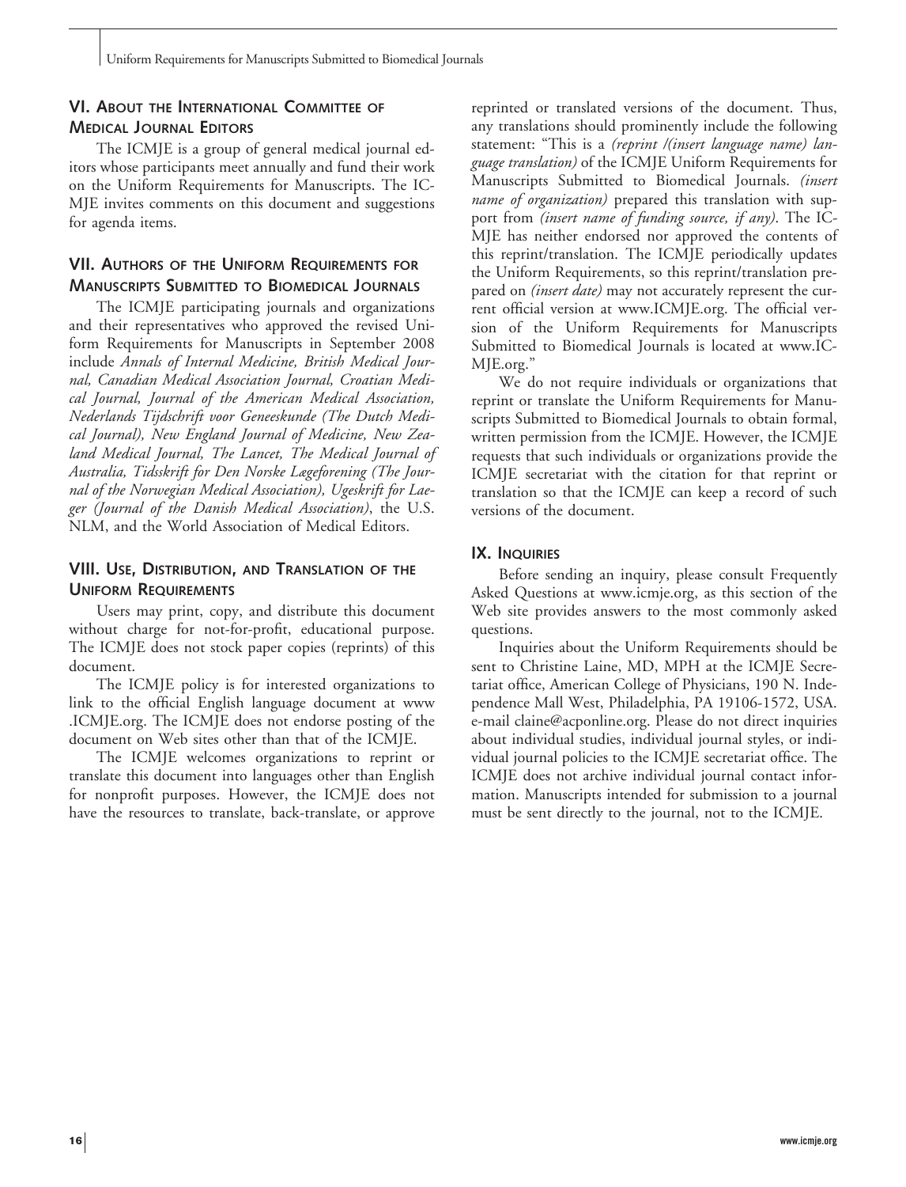## VI. About the International Committee of Medical Journal Editors

The ICMJE is a group of general medical journal editors whose participants meet annually and fund their work on the Uniform Requirements for Manuscripts. The ICMJE invites comments on this document and suggestions for agenda items.

## VII. Authors of the Uniform Requirements for Manuscripts Submitted to Biomedical Journals

The ICMJE participating journals and organizations and their representatives who approved the revised Uniform Requirements for Manuscripts in September 2008 include *Annals of Internal Medicine, British Medical Journal, Canadian Medical Association Journal, Croatian Medical Journal, Journal of the American Medical Association, Nederlands Tijdschrift voor Geneeskunde (The Dutch Medical Journal), New England Journal of Medicine, New Zealand Medical Journal, The Lancet, The Medical Journal of Australia, Tidsskrift for Den Norske Lægeforening (The Journal of the Norwegian Medical Association), Ugeskrift for Laeger (Journal of the Danish Medical Association)*, the U.S. NLM, and the World Association of Medical Editors.

## VIII. Use, Distribution, and Translation of the Uniform Requirements

Users may print, copy, and distribute this document without charge for not-for-profit, educational purpose. The ICMJE does not stock paper copies (reprints) of this document.

The ICMJE policy is for interested organizations to link to the official English language document at www.ICMJE.org. The ICMJE does not endorse posting of the document on Web sites other than that of the ICMJE.

The ICMJE welcomes organizations to reprint or translate this document into languages other than English for nonprofit purposes. However, the ICMJE does not have the resources to translate, back-translate, or approve reprinted or translated versions of the document. Thus, any translations should prominently include the following statement: "This is a *(reprint /(insert language name) language translation)* of the ICMJE Uniform Requirements for Manuscripts Submitted to Biomedical Journals. *(insert name of organization)* prepared this translation with support from *(insert name of funding source, if any)*. The ICMJE has neither endorsed nor approved the contents of this reprint/translation. The ICMJE periodically updates the Uniform Requirements, so this reprint/translation prepared on *(insert date)* may not accurately represent the current official version at www.ICMJE.org. The official version of the Uniform Requirements for Manuscripts Submitted to Biomedical Journals is located at www.ICMJE.org."

We do not require individuals or organizations that reprint or translate the Uniform Requirements for Manuscripts Submitted to Biomedical Journals to obtain formal, written permission from the ICMJE. However, the ICMJE requests that such individuals or organizations provide the ICMJE secretariat with the citation for that reprint or translation so that the ICMJE can keep a record of such versions of the document.

## IX. Inquiries

Before sending an inquiry, please consult Frequently Asked Questions at www.icmje.org, as this section of the Web site provides answers to the most commonly asked questions.

Inquiries about the Uniform Requirements should be sent to Christine Laine, MD, MPH at the ICMJE Secretariat office, American College of Physicians, 190 N. Independence Mall West, Philadelphia, PA 19106-1572, USA. e-mail claine@acponline.org. Please do not direct inquiries about individual studies, individual journal styles, or individual journal policies to the ICMJE secretariat office. The ICMJE does not archive individual journal contact information. Manuscripts intended for submission to a journal must be sent directly to the journal, not to the ICMJE.